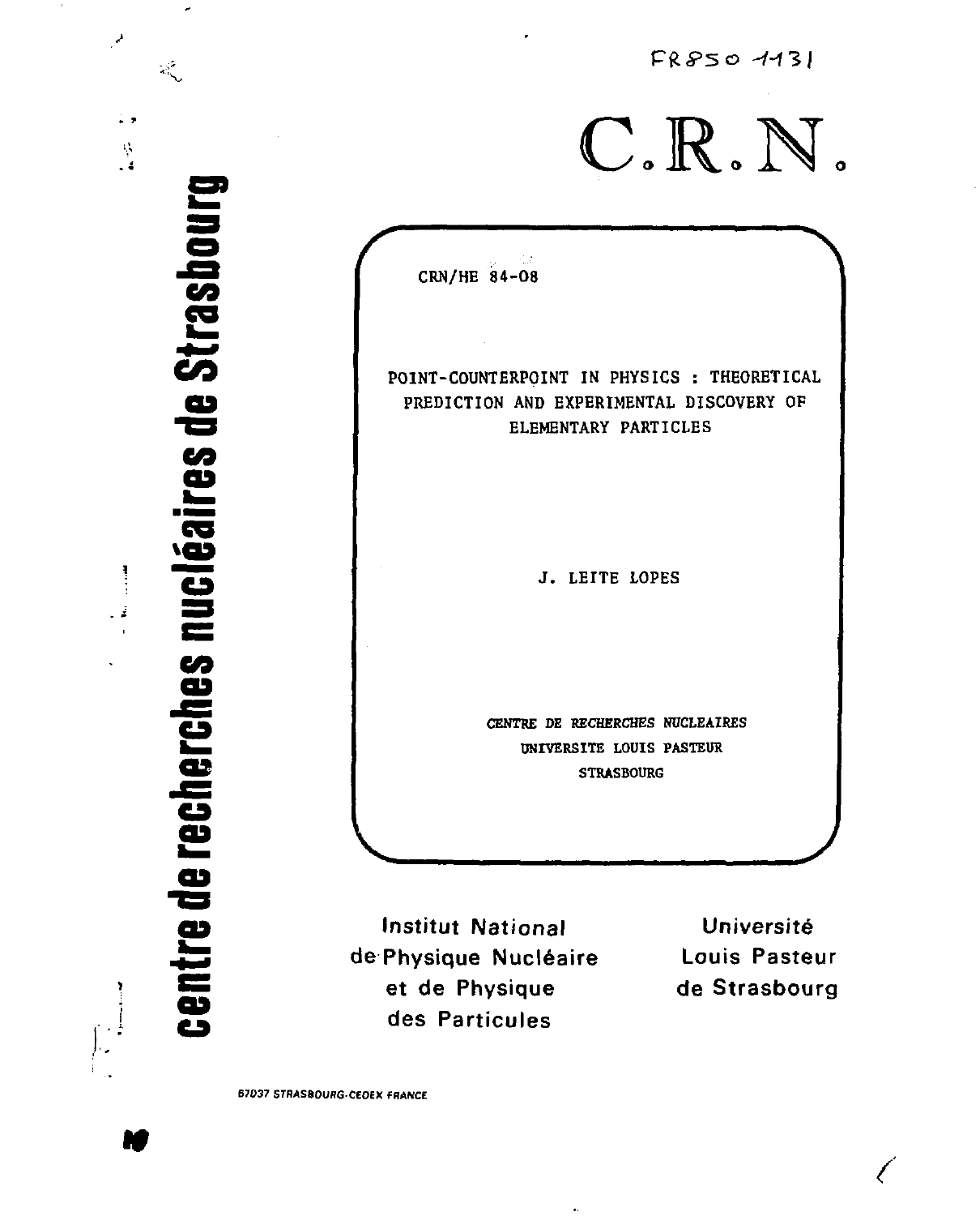FR8501131

# C.R.N.

CRN/HE 84-08

## POINT-COUNTERPOINT IN PHYSICS : THEORETICAL PREDICTION AND EXPERIMENTAL DISCOVERY OF ELEMENTARY PARTICLES

J. LEITE LOPES

*CENTRE DE RECHERCHES NUCLEAIRES*
*UNIVERSITE LOUIS PASTEUR*
*STRASBOURG*

centre de recherches nucléaires de Strasbourg

Institut National de Physique Nucléaire et de Physique des Particules

Université Louis Pasteur de Strasbourg

67037 STRASBOURG-CEDEX FRANCE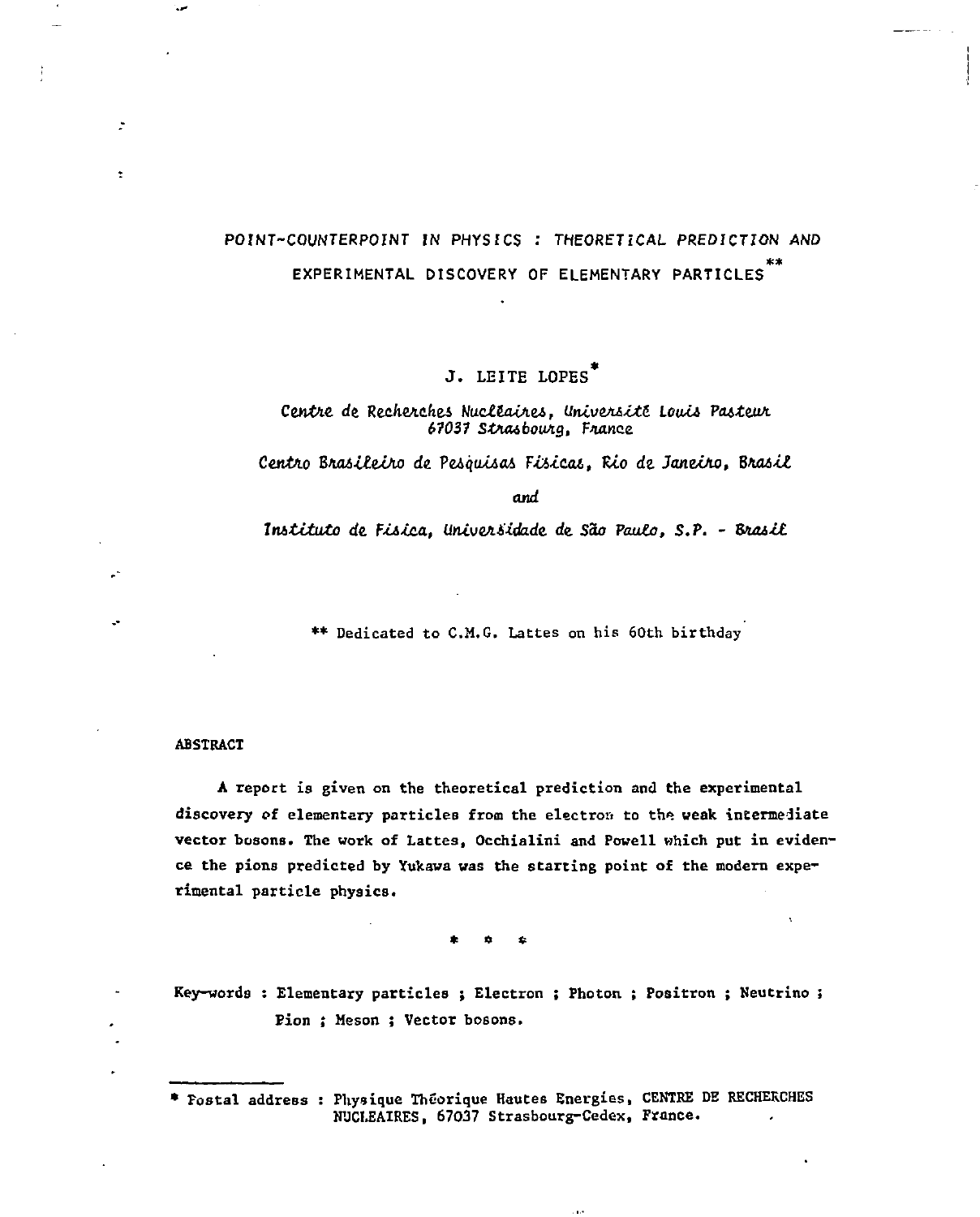# POINT-COUNTERPOINT IN PHYSICS : THEORETICAL PREDICTION AND EXPERIMENTAL DISCOVERY OF ELEMENTARY PARTICLES**

J. LEITE LOPES*

*Centre de Recherches Nucléaires, Université Louis Pasteur 67037 Strasbourg, France*

*Centro Brasileiro de Pesquisas Físicas, Rio de Janeiro, Brasil*

*and*

*Instituto de Física, Universidade de São Paulo, S.P. - Brasil*

** Dedicated to C.M.G. Lattes on his 60th birthday

## ABSTRACT

A report is given on the theoretical prediction and the experimental discovery of elementary particles from the electron to the weak intermediate vector bosons. The work of Lattes, Occhialini and Powell which put in evidence the pions predicted by Yukawa was the starting point of the modern experimental particle physics.

\* \* \*

Key-words : Elementary particles ; Electron ; Photon ; Positron ; Neutrino ; Pion ; Meson ; Vector bosons.

---

* Postal address : Physique Théorique Hautes Energies, CENTRE DE RECHERCHES NUCLEAIRES, 67037 Strasbourg-Cedex, France.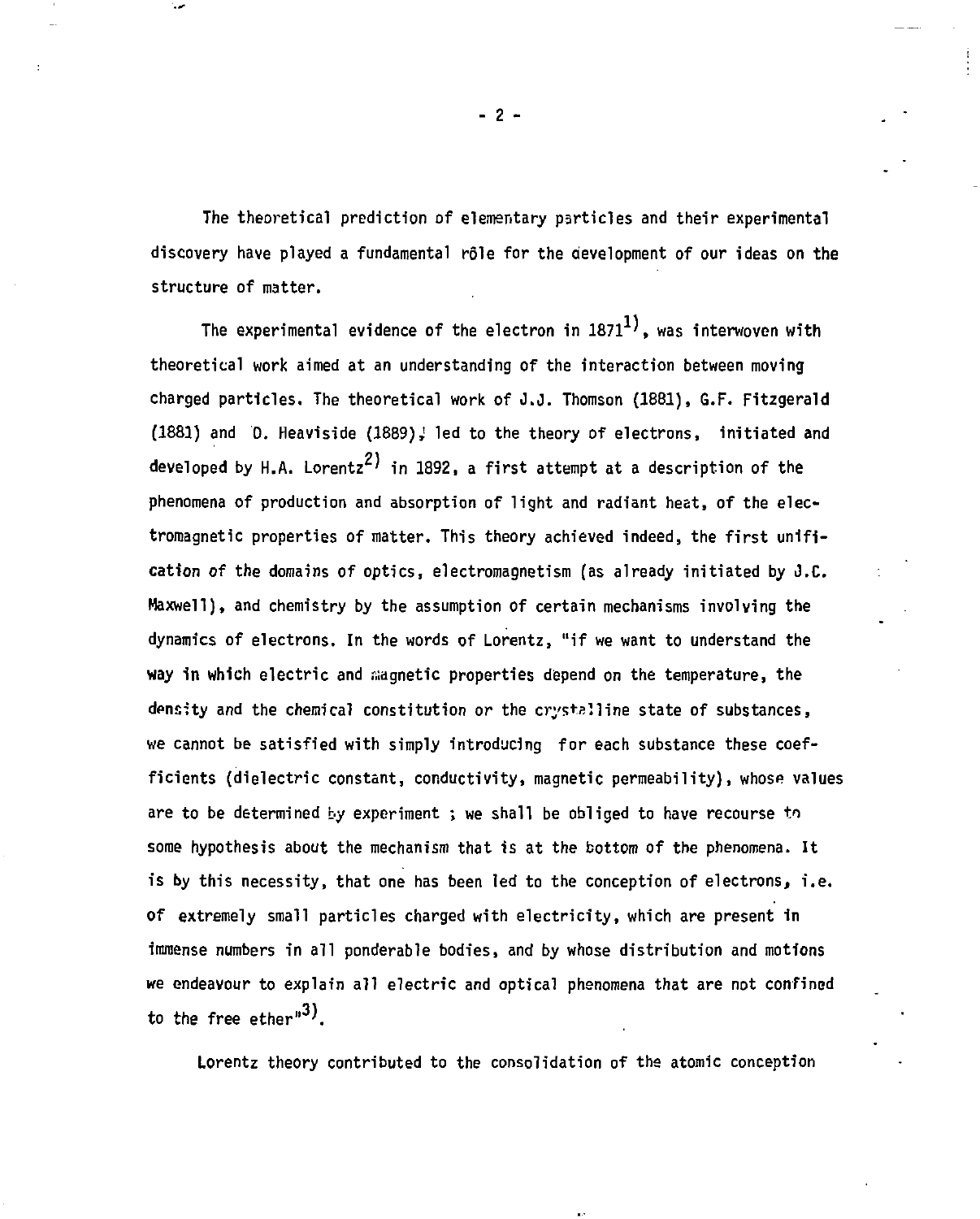The theoretical prediction of elementary particles and their experimental discovery have played a fundamental rôle for the development of our ideas on the structure of matter.

The experimental evidence of the electron in 1871[1], was interwoven with theoretical work aimed at an understanding of the interaction between moving charged particles. The theoretical work of J.J. Thomson (1881), G.F. Fitzgerald (1881) and O. Heaviside (1889), led to the theory of electrons, initiated and developed by H.A. Lorentz[2] in 1892, a first attempt at a description of the phenomena of production and absorption of light and radiant heat, of the electromagnetic properties of matter. This theory achieved indeed, the first unification of the domains of optics, electromagnetism (as already initiated by J.C. Maxwell), and chemistry by the assumption of certain mechanisms involving the dynamics of electrons. In the words of Lorentz, "if we want to understand the way in which electric and magnetic properties depend on the temperature, the density and the chemical constitution or the crystalline state of substances, we cannot be satisfied with simply introducing for each substance these coefficients (dielectric constant, conductivity, magnetic permeability), whose values are to be determined by experiment ; we shall be obliged to have recourse to some hypothesis about the mechanism that is at the bottom of the phenomena. It is by this necessity, that one has been led to the conception of electrons, i.e. of extremely small particles charged with electricity, which are present in immense numbers in all ponderable bodies, and by whose distribution and motions we endeavour to explain all electric and optical phenomena that are not confined to the free ether"[3].

Lorentz theory contributed to the consolidation of the atomic conception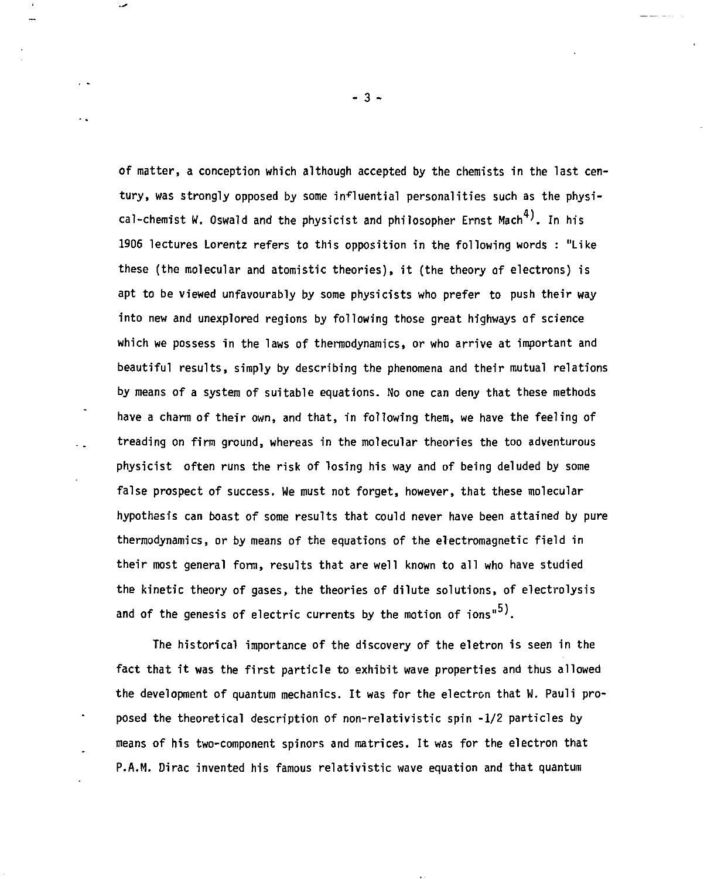of matter, a conception which although accepted by the chemists in the last century, was strongly opposed by some influential personalities such as the physical-chemist W. Oswald and the physicist and philosopher Ernst Mach[4]. In his 1906 lectures Lorentz refers to this opposition in the following words : "Like these (the molecular and atomistic theories), it (the theory of electrons) is apt to be viewed unfavourably by some physicists who prefer to push their way into new and unexplored regions by following those great highways of science which we possess in the laws of thermodynamics, or who arrive at important and beautiful results, simply by describing the phenomena and their mutual relations by means of a system of suitable equations. No one can deny that these methods have a charm of their own, and that, in following them, we have the feeling of treading on firm ground, whereas in the molecular theories the too adventurous physicist often runs the risk of losing his way and of being deluded by some false prospect of success. We must not forget, however, that these molecular hypothesis can boast of some results that could never have been attained by pure thermodynamics, or by means of the equations of the electromagnetic field in their most general form, results that are well known to all who have studied the kinetic theory of gases, the theories of dilute solutions, of electrolysis and of the genesis of electric currents by the motion of ions"[5].

The historical importance of the discovery of the eletron is seen in the fact that it was the first particle to exhibit wave properties and thus allowed the development of quantum mechanics. It was for the electron that W. Pauli proposed the theoretical description of non-relativistic spin -1/2 particles by means of his two-component spinors and matrices. It was for the electron that P.A.M. Dirac invented his famous relativistic wave equation and that quantum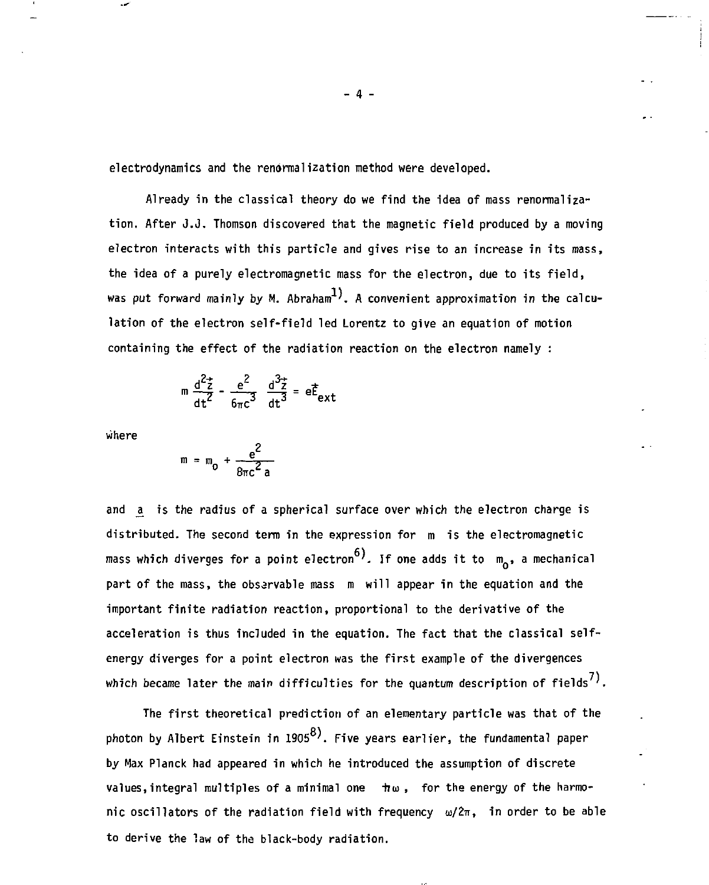electrodynamics and the renormalization method were developed.

Already in the classical theory do we find the idea of mass renormalization. After J.J. Thomson discovered that the magnetic field produced by a moving electron interacts with this particle and gives rise to an increase in its mass, the idea of a purely electromagnetic mass for the electron, due to its field, was put forward mainly by M. Abraham[1]. A convenient approximation in the calculation of the electron self-field led Lorentz to give an equation of motion containing the effect of the radiation reaction on the electron namely :

$$m \frac{d^2\vec{z}}{dt^2} - \frac{e^2}{6\pi c^3} \frac{d^3\vec{z}}{dt^3} = e\vec{E}_{ext}$$

where

$$m = m_0 + \frac{e^2}{8\pi c^2 a}$$

and $\underline{a}$ is the radius of a spherical surface over which the electron charge is distributed. The second term in the expression for $m$ is the electromagnetic mass which diverges for a point electron[6]. If one adds it to $m_0$, a mechanical part of the mass, the observable mass $m$ will appear in the equation and the important finite radiation reaction, proportional to the derivative of the acceleration is thus included in the equation. The fact that the classical self-energy diverges for a point electron was the first example of the divergences which became later the main difficulties for the quantum description of fields[7].

The first theoretical prediction of an elementary particle was that of the photon by Albert Einstein in 1905[8]. Five years earlier, the fundamental paper by Max Planck had appeared in which he introduced the assumption of discrete values, integral multiples of a minimal one $\hbar\omega$, for the energy of the harmonic oscillators of the radiation field with frequency $\omega/2\pi$, in order to be able to derive the law of the black-body radiation.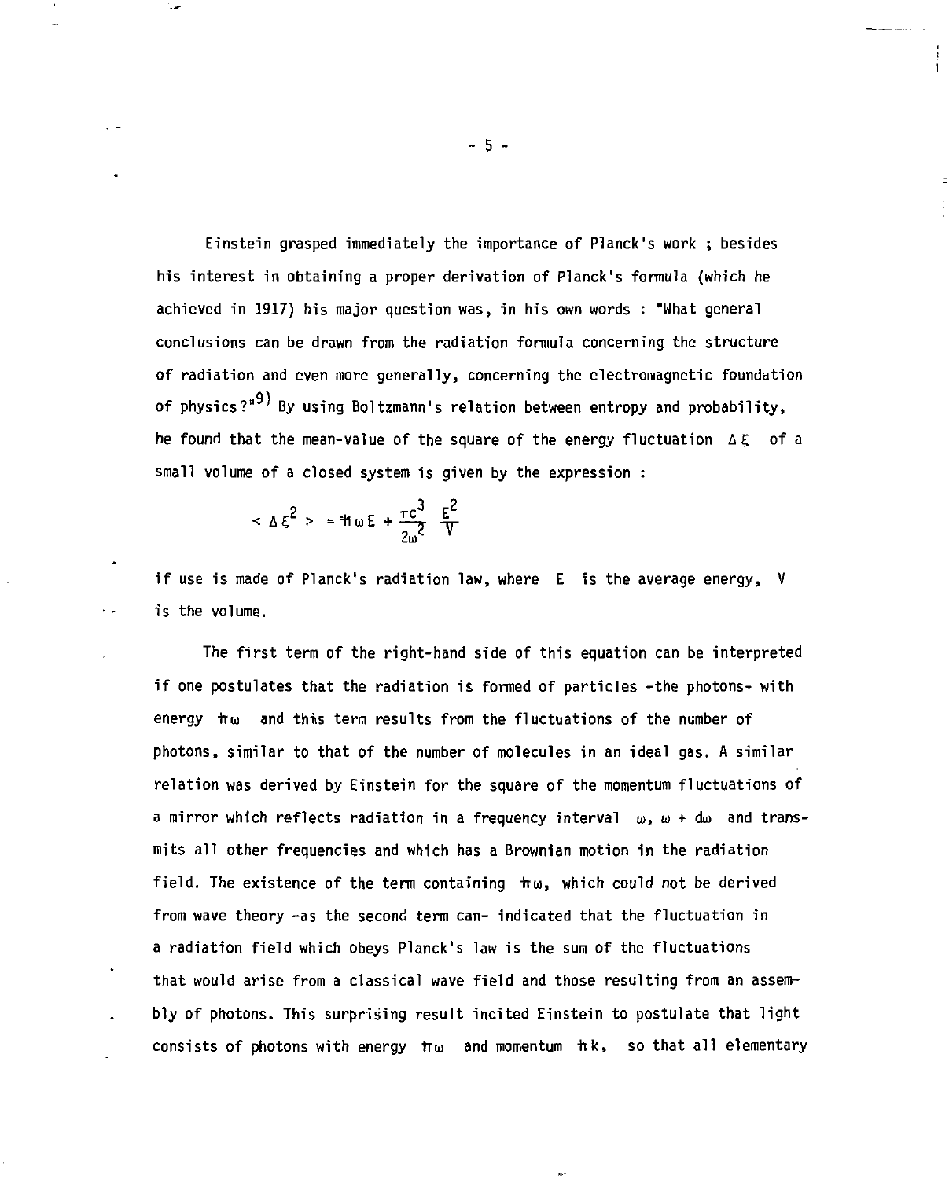Einstein grasped immediately the importance of Planck's work ; besides his interest in obtaining a proper derivation of Planck's formula (which he achieved in 1917) his major question was, in his own words : "What general conclusions can be drawn from the radiation formula concerning the structure of radiation and even more generally, concerning the electromagnetic foundation of physics?"[9] By using Boltzmann's relation between entropy and probability, he found that the mean-value of the square of the energy fluctuation $\Delta\xi$ of a small volume of a closed system is given by the expression :

$$< \Delta\xi^2 > = \hbar\omega E + \frac{\pi c^3}{2\omega^2} \frac{E^2}{V}$$

if use is made of Planck's radiation law, where $E$ is the average energy, $V$ is the volume.

The first term of the right-hand side of this equation can be interpreted if one postulates that the radiation is formed of particles -the photons- with energy $\hbar\omega$ and this term results from the fluctuations of the number of photons, similar to that of the number of molecules in an ideal gas. A similar relation was derived by Einstein for the square of the momentum fluctuations of a mirror which reflects radiation in a frequency interval $\omega$, $\omega + d\omega$ and transmits all other frequencies and which has a Brownian motion in the radiation field. The existence of the term containing $\hbar\omega$, which could not be derived from wave theory -as the second term can- indicated that the fluctuation in a radiation field which obeys Planck's law is the sum of the fluctuations that would arise from a classical wave field and those resulting from an assembly of photons. This surprising result incited Einstein to postulate that light consists of photons with energy $\hbar\omega$ and momentum $\hbar k$, so that all elementary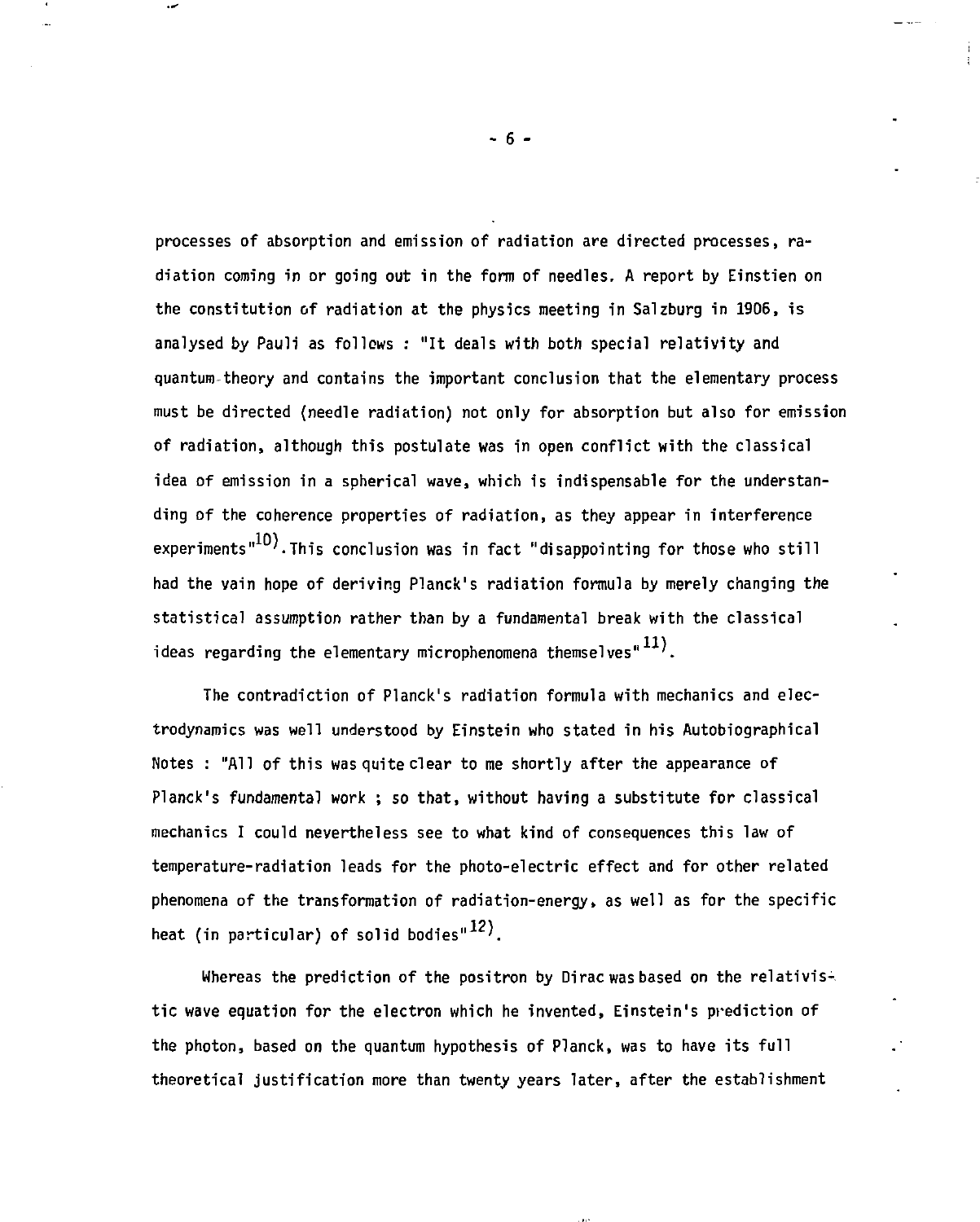processes of absorption and emission of radiation are directed processes, radiation coming in or going out in the form of needles. A report by Einstien on the constitution of radiation at the physics meeting in Salzburg in 1906, is analysed by Pauli as follows : "It deals with both special relativity and quantum theory and contains the important conclusion that the elementary process must be directed (needle radiation) not only for absorption but also for emission of radiation, although this postulate was in open conflict with the classical idea of emission in a spherical wave, which is indispensable for the understanding of the coherence properties of radiation, as they appear in interference experiments"[10]. This conclusion was in fact "disappointing for those who still had the vain hope of deriving Planck's radiation formula by merely changing the statistical assumption rather than by a fundamental break with the classical ideas regarding the elementary microphenomena themselves"[11].

The contradiction of Planck's radiation formula with mechanics and electrodynamics was well understood by Einstein who stated in his Autobiographical Notes : "All of this was quite clear to me shortly after the appearance of Planck's fundamental work ; so that, without having a substitute for classical mechanics I could nevertheless see to what kind of consequences this law of temperature-radiation leads for the photo-electric effect and for other related phenomena of the transformation of radiation-energy, as well as for the specific heat (in particular) of solid bodies"[12].

Whereas the prediction of the positron by Dirac was based on the relativistic wave equation for the electron which he invented, Einstein's prediction of the photon, based on the quantum hypothesis of Planck, was to have its full theoretical justification more than twenty years later, after the establishment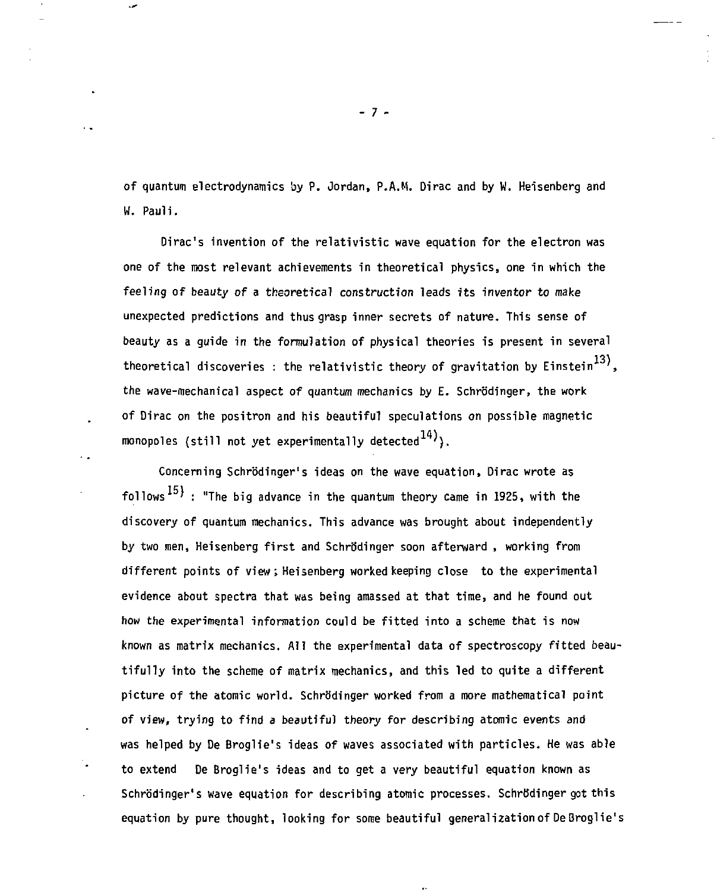of quantum electrodynamics by P. Jordan, P.A.M. Dirac and by W. Heisenberg and W. Pauli.

Dirac's invention of the relativistic wave equation for the electron was one of the most relevant achievements in theoretical physics, one in which the feeling of beauty of a theoretical construction leads its inventor to make unexpected predictions and thus grasp inner secrets of nature. This sense of beauty as a guide in the formulation of physical theories is present in several theoretical discoveries : the relativistic theory of gravitation by Einstein[13], the wave-mechanical aspect of quantum mechanics by E. Schrödinger, the work of Dirac on the positron and his beautiful speculations on possible magnetic monopoles (still not yet experimentally detected[14]).

Concerning Schrödinger's ideas on the wave equation, Dirac wrote as follows[15] : "The big advance in the quantum theory came in 1925, with the discovery of quantum mechanics. This advance was brought about independently by two men, Heisenberg first and Schrödinger soon afterward , working from different points of view; Heisenberg worked keeping close to the experimental evidence about spectra that was being amassed at that time, and he found out how the experimental information could be fitted into a scheme that is now known as matrix mechanics. All the experimental data of spectroscopy fitted beautifully into the scheme of matrix mechanics, and this led to quite a different picture of the atomic world. Schrödinger worked from a more mathematical point of view, trying to find a beautiful theory for describing atomic events and was helped by De Broglie's ideas of waves associated with particles. He was able to extend De Broglie's ideas and to get a very beautiful equation known as Schrödinger's wave equation for describing atomic processes. Schrödinger got this equation by pure thought, looking for some beautiful generalization of De Broglie's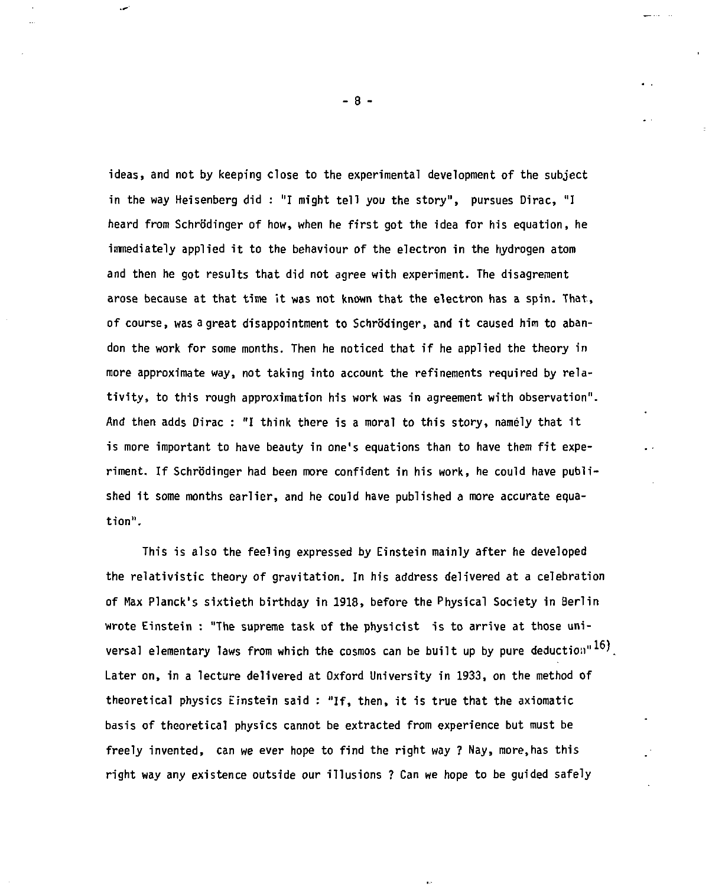ideas, and not by keeping close to the experimental development of the subject in the way Heisenberg did : "I might tell you the story", pursues Dirac, "I heard from Schrödinger of how, when he first got the idea for his equation, he immediately applied it to the behaviour of the electron in the hydrogen atom and then he got results that did not agree with experiment. The disagrement arose because at that time it was not known that the electron has a spin. That, of course, was a great disappointment to Schrödinger, and it caused him to abandon the work for some months. Then he noticed that if he applied the theory in more approximate way, not taking into account the refinements required by relativity, to this rough approximation his work was in agreement with observation". And then adds Dirac : "I think there is a moral to this story, namely that it is more important to have beauty in one's equations than to have them fit experiment. If Schrödinger had been more confident in his work, he could have published it some months earlier, and he could have published a more accurate equation".

This is also the feeling expressed by Einstein mainly after he developed the relativistic theory of gravitation. In his address delivered at a celebration of Max Planck's sixtieth birthday in 1918, before the Physical Society in Berlin wrote Einstein : "The supreme task of the physicist is to arrive at those universal elementary laws from which the cosmos can be built up by pure deduction"[16]. Later on, in a lecture delivered at Oxford University in 1933, on the method of theoretical physics Einstein said : "If, then, it is true that the axiomatic basis of theoretical physics cannot be extracted from experience but must be freely invented, can we ever hope to find the right way ? Nay, more, has this right way any existence outside our illusions ? Can we hope to be guided safely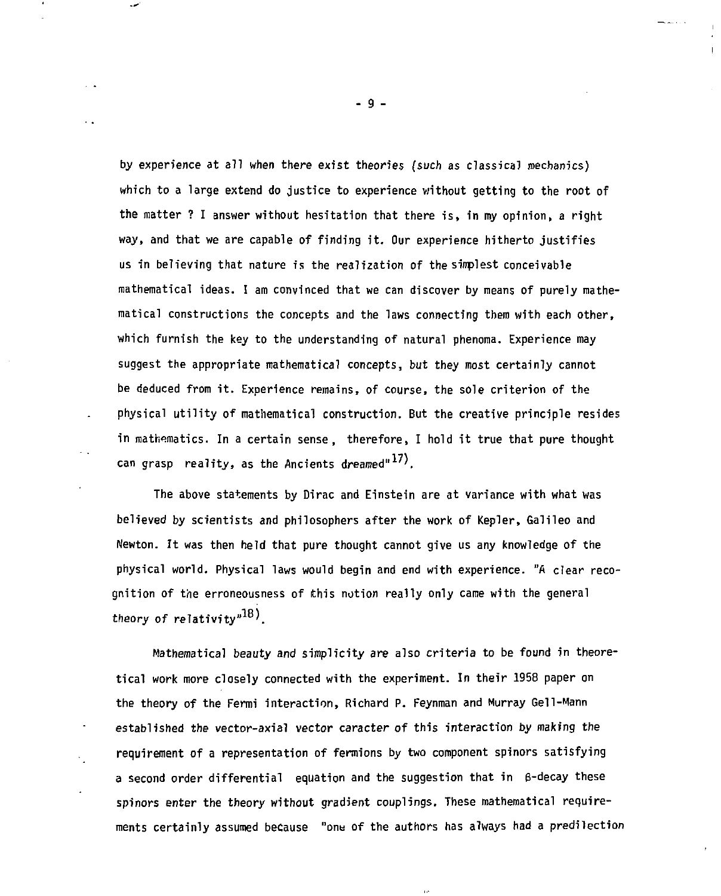by experience at all when there exist theories (such as classical mechanics) which to a large extend do justice to experience without getting to the root of the matter ? I answer without hesitation that there is, in my opinion, a right way, and that we are capable of finding it. Our experience hitherto justifies us in believing that nature is the realization of the simplest conceivable mathematical ideas. I am convinced that we can discover by means of purely mathematical constructions the concepts and the laws connecting them with each other, which furnish the key to the understanding of natural phenoma. Experience may suggest the appropriate mathematical concepts, but they most certainly cannot be deduced from it. Experience remains, of course, the sole criterion of the physical utility of mathematical construction. But the creative principle resides in mathematics. In a certain sense, therefore, I hold it true that pure thought can grasp reality, as the Ancients dreamed"[17].

The above statements by Dirac and Einstein are at variance with what was believed by scientists and philosophers after the work of Kepler, Galileo and Newton. It was then held that pure thought cannot give us any knowledge of the physical world. Physical laws would begin and end with experience. "A clear recognition of the erroneousness of this notion really only came with the general theory of relativity"[18].

Mathematical beauty and simplicity are also criteria to be found in theoretical work more closely connected with the experiment. In their 1958 paper on the theory of the Fermi interaction, Richard P. Feynman and Murray Gell-Mann established the vector-axial vector caracter of this interaction by making the requirement of a representation of fermions by two component spinors satisfying a second order differential equation and the suggestion that in $\beta$-decay these spinors enter the theory without gradient couplings. These mathematical requirements certainly assumed because "one of the authors has always had a predilection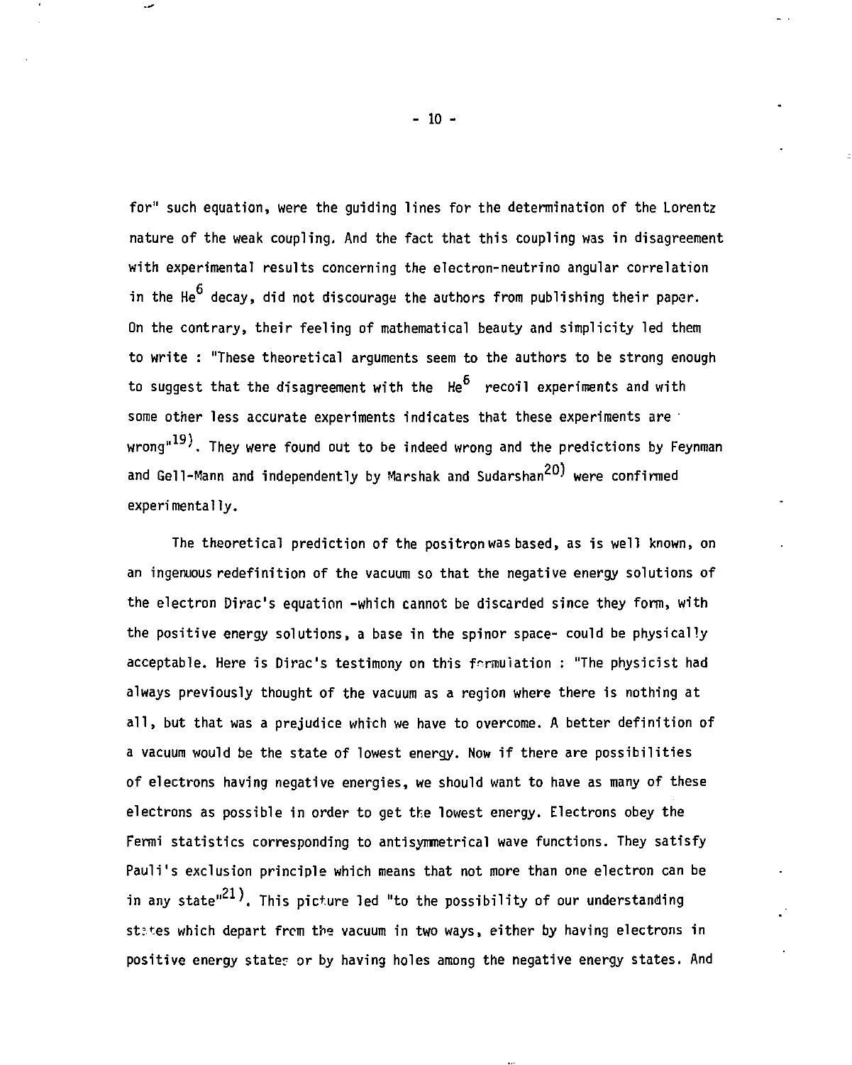for" such equation, were the guiding lines for the determination of the Lorentz nature of the weak coupling. And the fact that this coupling was in disagreement with experimental results concerning the electron-neutrino angular correlation in the $He^6$ decay, did not discourage the authors from publishing their paper. On the contrary, their feeling of mathematical beauty and simplicity led them to write : "These theoretical arguments seem to the authors to be strong enough to suggest that the disagreement with the $He^6$ recoil experiments and with some other less accurate experiments indicates that these experiments are wrong"[19]. They were found out to be indeed wrong and the predictions by Feynman and Gell-Mann and independently by Marshak and Sudarshan[20] were confirmed experimentally.

The theoretical prediction of the positron was based, as is well known, on an ingenuous redefinition of the vacuum so that the negative energy solutions of the electron Dirac's equation -which cannot be discarded since they form, with the positive energy solutions, a base in the spinor space- could be physically acceptable. Here is Dirac's testimony on this formulation : "The physicist had always previously thought of the vacuum as a region where there is nothing at all, but that was a prejudice which we have to overcome. A better definition of a vacuum would be the state of lowest energy. Now if there are possibilities of electrons having negative energies, we should want to have as many of these electrons as possible in order to get the lowest energy. Electrons obey the Fermi statistics corresponding to antisymmetrical wave functions. They satisfy Pauli's exclusion principle which means that not more than one electron can be in any state"[21]. This picture led "to the possibility of our understanding states which depart from the vacuum in two ways, either by having electrons in positive energy states or by having holes among the negative energy states. And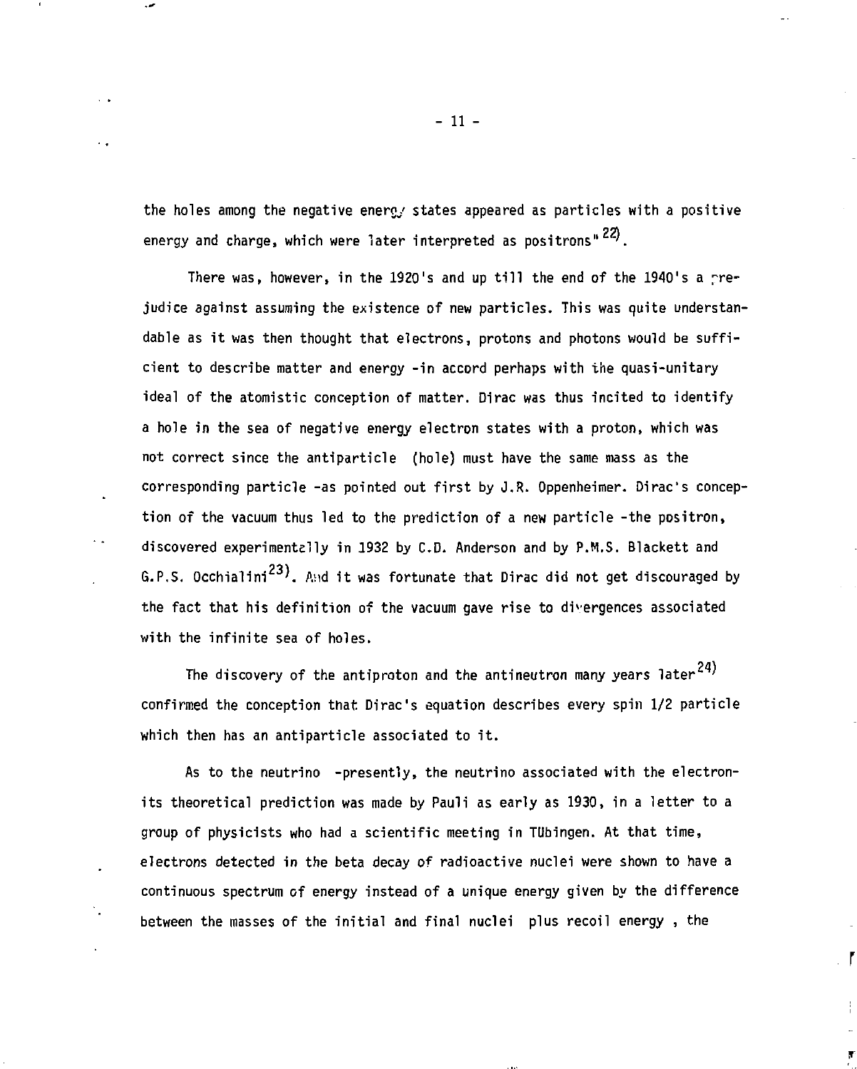the holes among the negative energy states appeared as particles with a positive energy and charge, which were later interpreted as positrons"[22].

There was, however, in the 1920's and up till the end of the 1940's a prejudice against assuming the existence of new particles. This was quite understandable as it was then thought that electrons, protons and photons would be sufficient to describe matter and energy -in accord perhaps with the quasi-unitary ideal of the atomistic conception of matter. Dirac was thus incited to identify a hole in the sea of negative energy electron states with a proton, which was not correct since the antiparticle (hole) must have the same mass as the corresponding particle -as pointed out first by J.R. Oppenheimer. Dirac's conception of the vacuum thus led to the prediction of a new particle -the positron, discovered experimentally in 1932 by C.D. Anderson and by P.M.S. Blackett and G.P.S. Occhialini[23]. And it was fortunate that Dirac did not get discouraged by the fact that his definition of the vacuum gave rise to divergences associated with the infinite sea of holes.

The discovery of the antiproton and the antineutron many years later[24] confirmed the conception that Dirac's equation describes every spin 1/2 particle which then has an antiparticle associated to it.

As to the neutrino -presently, the neutrino associated with the electron- its theoretical prediction was made by Pauli as early as 1930, in a letter to a group of physicists who had a scientific meeting in Tübingen. At that time, electrons detected in the beta decay of radioactive nuclei were shown to have a continuous spectrum of energy instead of a unique energy given by the difference between the masses of the initial and final nuclei plus recoil energy , the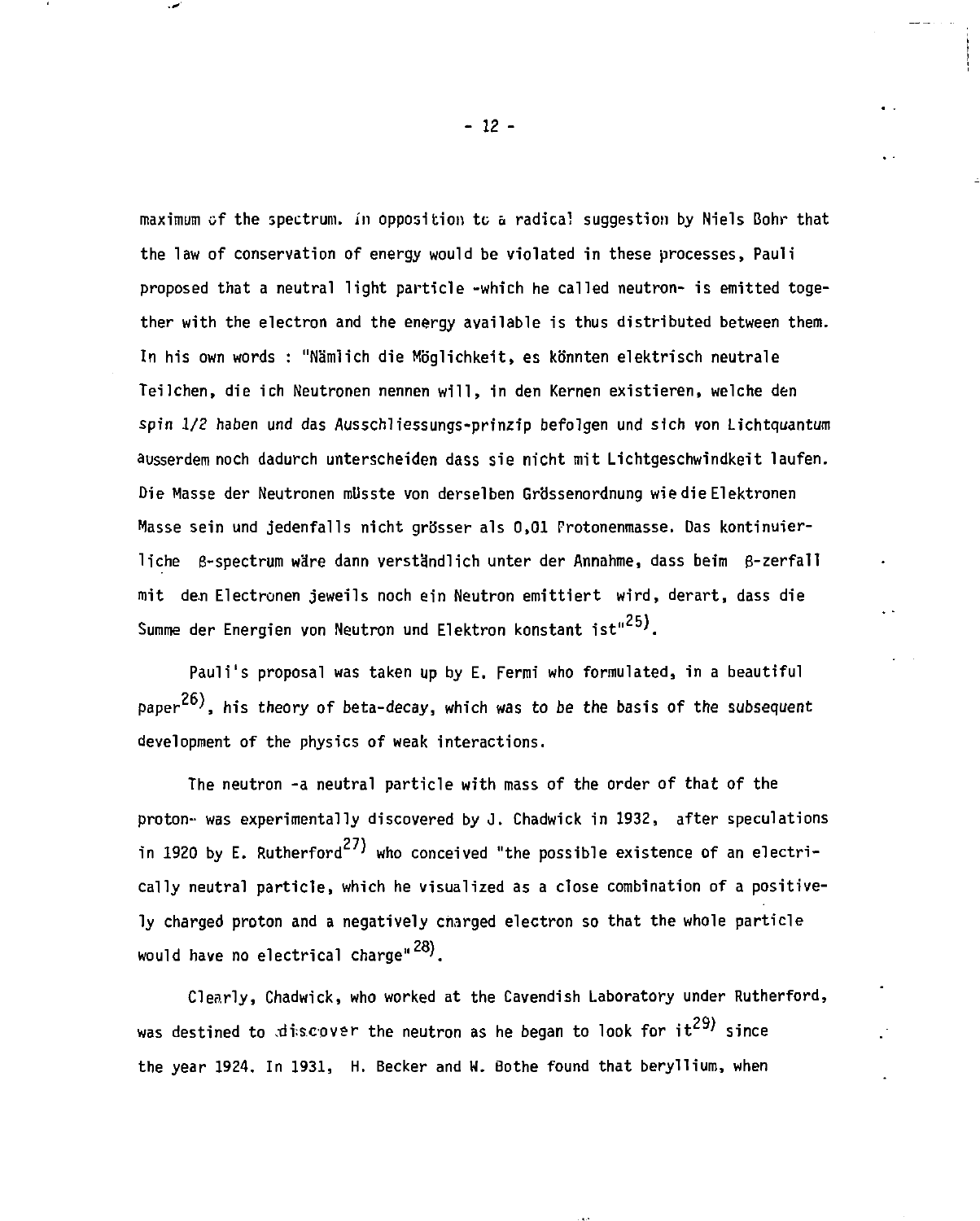maximum of the spectrum. In opposition to a radical suggestion by Niels Bohr that the law of conservation of energy would be violated in these processes, Pauli proposed that a neutral light particle -which he called neutron- is emitted together with the electron and the energy available is thus distributed between them. In his own words : "Nämlich die Möglichkeit, es könnten elektrisch neutrale Teilchen, die ich Neutronen nennen will, in den Kernen existieren, welche den spin 1/2 haben und das Ausschliessungs-prinzip befolgen und sich von Lichtquantum ausserdem noch dadurch unterscheiden dass sie nicht mit Lichtgeschwindkeit laufen. Die Masse der Neutronen müsste von derselben Grössenordnung wie die Elektronen Masse sein und jedenfalls nicht grösser als 0,01 Protonenmasse. Das kontinuierliche β-spectrum wäre dann verständlich unter der Annahme, dass beim β-zerfall mit den Electronen jeweils noch ein Neutron emittiert wird, derart, dass die Summe der Energien von Neutron und Elektron konstant ist"[25].

Pauli's proposal was taken up by E. Fermi who formulated, in a beautiful paper[26], his theory of beta-decay, which was to be the basis of the subsequent development of the physics of weak interactions.

The neutron -a neutral particle with mass of the order of that of the proton- was experimentally discovered by J. Chadwick in 1932, after speculations in 1920 by E. Rutherford[27] who conceived "the possible existence of an electrically neutral particle, which he visualized as a close combination of a positively charged proton and a negatively charged electron so that the whole particle would have no electrical charge"[28].

Clearly, Chadwick, who worked at the Cavendish Laboratory under Rutherford, was destined to discover the neutron as he began to look for it[29] since the year 1924. In 1931, H. Becker and W. Bothe found that beryllium, when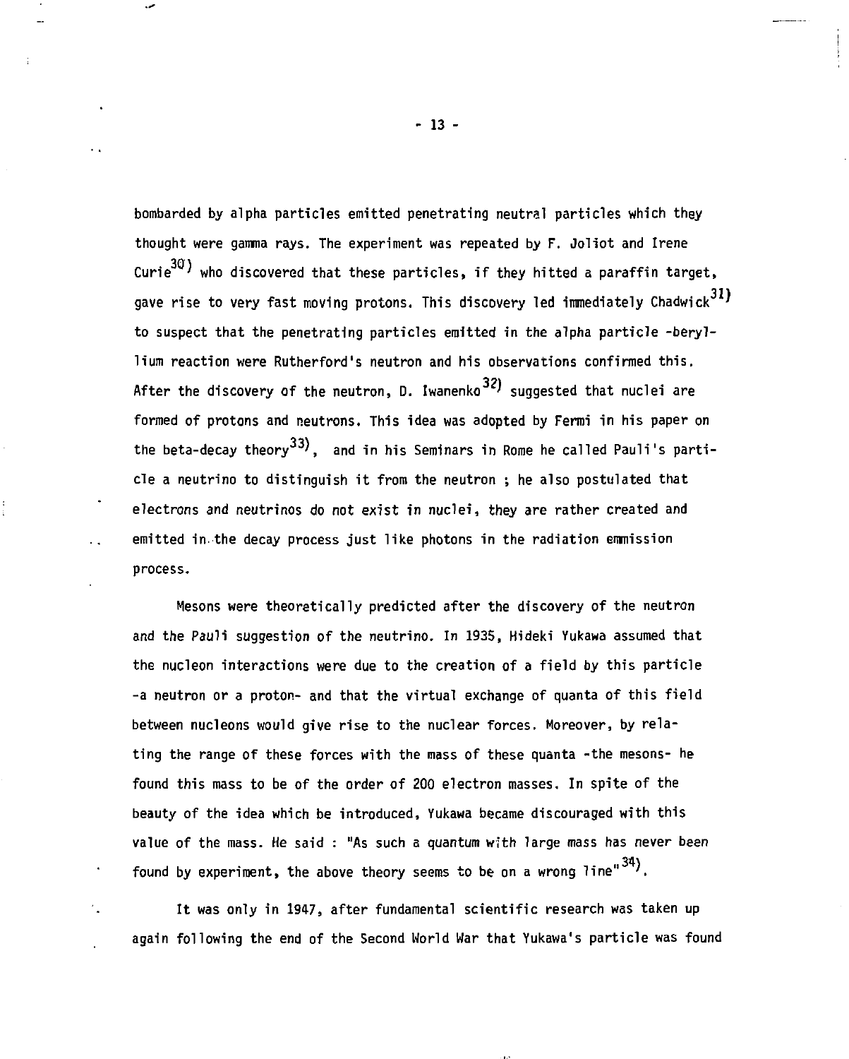bombarded by alpha particles emitted penetrating neutral particles which they thought were gamma rays. The experiment was repeated by F. Joliot and Irene Curie[30] who discovered that these particles, if they hitted a paraffin target, gave rise to very fast moving protons. This discovery led immediately Chadwick[31] to suspect that the penetrating particles emitted in the alpha particle -beryllium reaction were Rutherford's neutron and his observations confirmed this. After the discovery of the neutron, D. Iwanenko[32] suggested that nuclei are formed of protons and neutrons. This idea was adopted by Fermi in his paper on the beta-decay theory[33], and in his Seminars in Rome he called Pauli's particle a neutrino to distinguish it from the neutron ; he also postulated that electrons and neutrinos do not exist in nuclei, they are rather created and emitted in the decay process just like photons in the radiation emmission process.

Mesons were theoretically predicted after the discovery of the neutron and the Pauli suggestion of the neutrino. In 1935, Hideki Yukawa assumed that the nucleon interactions were due to the creation of a field by this particle -a neutron or a proton- and that the virtual exchange of quanta of this field between nucleons would give rise to the nuclear forces. Moreover, by relating the range of these forces with the mass of these quanta -the mesons- he found this mass to be of the order of 200 electron masses. In spite of the beauty of the idea which be introduced, Yukawa became discouraged with this value of the mass. He said : "As such a quantum with large mass has never been found by experiment, the above theory seems to be on a wrong line"[34].

It was only in 1947, after fundamental scientific research was taken up again following the end of the Second World War that Yukawa's particle was found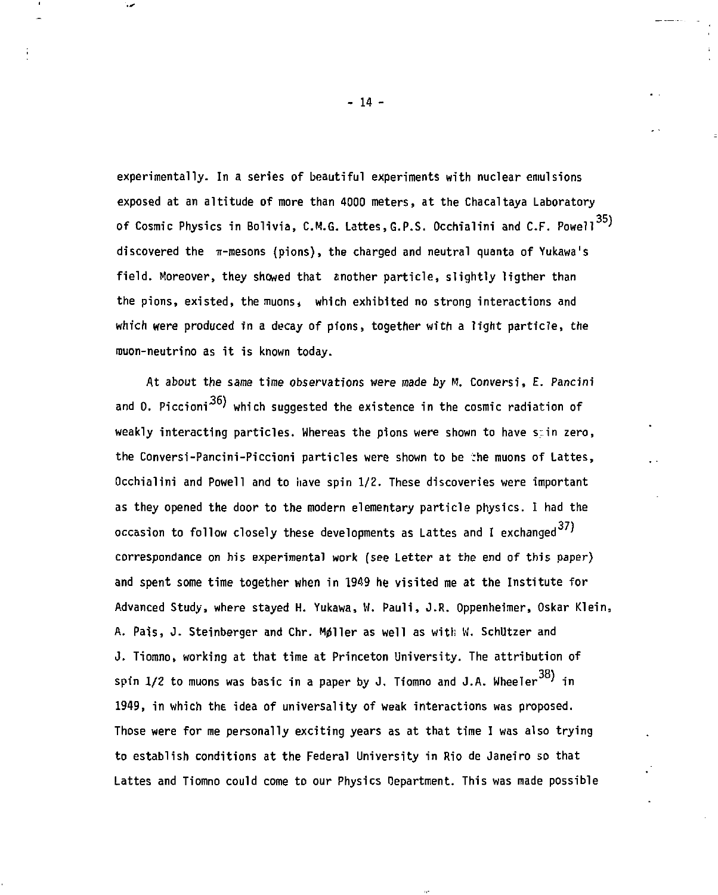experimentally. In a series of beautiful experiments with nuclear emulsions exposed at an altitude of more than 4000 meters, at the Chacaltaya Laboratory of Cosmic Physics in Bolivia, C.M.G. Lattes, G.P.S. Occhialini and C.F. Powell[35) discovered the $\pi$-mesons (pions), the charged and neutral quanta of Yukawa's field. Moreover, they showed that another particle, slightly ligther than the pions, existed, the muons, which exhibited no strong interactions and which were produced in a decay of pions, together with a light particle, the muon-neutrino as it is known today.

At about the same time observations were made by M. Conversi, E. Pancini and O. Piccioni[36) which suggested the existence in the cosmic radiation of weakly interacting particles. Whereas the pions were shown to have spin zero, the Conversi-Pancini-Piccioni particles were shown to be the muons of Lattes, Occhialini and Powell and to have spin 1/2. These discoveries were important as they opened the door to the modern elementary particle physics. I had the occasion to follow closely these developments as Lattes and I exchanged[37) correspondance on his experimental work (see Letter at the end of this paper) and spent some time together when in 1949 he visited me at the Institute for Advanced Study, where stayed H. Yukawa, W. Pauli, J.R. Oppenheimer, Oskar Klein, A. Pais, J. Steinberger and Chr. Møller as well as with W. Schützer and J. Tiomno, working at that time at Princeton University. The attribution of spin 1/2 to muons was basic in a paper by J. Tiomno and J.A. Wheeler[38) in 1949, in which the idea of universality of weak interactions was proposed. Those were for me personally exciting years as at that time I was also trying to establish conditions at the Federal University in Rio de Janeiro so that Lattes and Tiomno could come to our Physics Department. This was made possible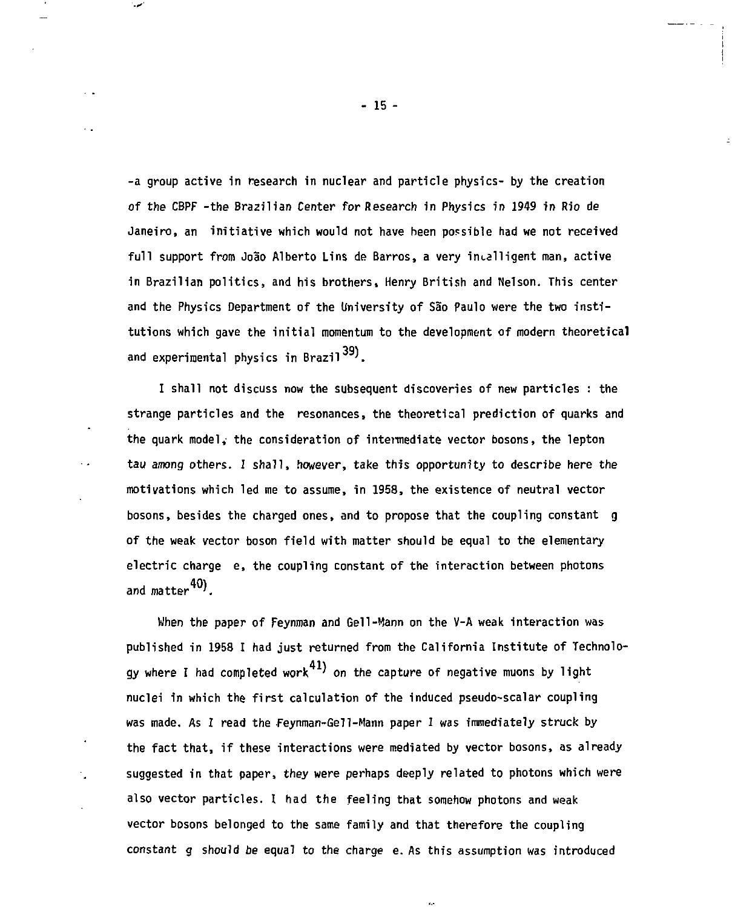-a group active in research in nuclear and particle physics- by the creation of the CBPF -the Brazilian Center for Research in Physics in 1949 in Rio de Janeiro, an initiative which would not have been possible had we not received full support from João Alberto Lins de Barros, a very intelligent man, active in Brazilian politics, and his brothers, Henry British and Nelson. This center and the Physics Department of the University of São Paulo were the two institutions which gave the initial momentum to the development of modern theoretical and experimental physics in Brazil[39].

I shall not discuss now the subsequent discoveries of new particles : the strange particles and the resonances, the theoretical prediction of quarks and the quark model, the consideration of intermediate vector bosons, the lepton tau among others. I shall, however, take this opportunity to describe here the motivations which led me to assume, in 1958, the existence of neutral vector bosons, besides the charged ones, and to propose that the coupling constant $g$ of the weak vector boson field with matter should be equal to the elementary electric charge $e$, the coupling constant of the interaction between photons and matter[40].

When the paper of Feynman and Gell-Mann on the V-A weak interaction was published in 1958 I had just returned from the California Institute of Technology where I had completed work[41] on the capture of negative muons by light nuclei in which the first calculation of the induced pseudo-scalar coupling was made. As I read the Feynman-Gell-Mann paper I was immediately struck by the fact that, if these interactions were mediated by vector bosons, as already suggested in that paper, they were perhaps deeply related to photons which were also vector particles. I had the feeling that somehow photons and weak vector bosons belonged to the same family and that therefore the coupling constant $g$ should be equal to the charge $e$. As this assumption was introduced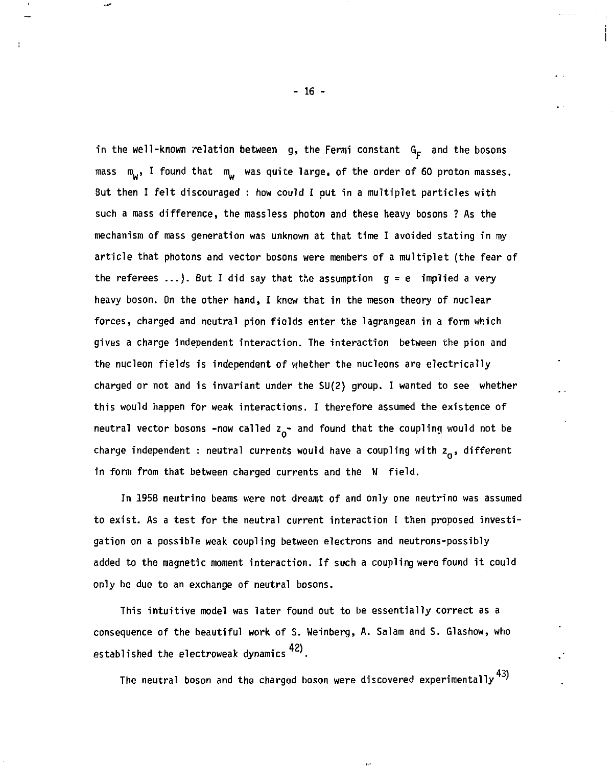in the well-known relation between g, the Fermi constant $G_F$ and the bosons mass $m_W$, I found that $m_W$ was quite large, of the order of 60 proton masses. But then I felt discouraged : how could I put in a multiplet particles with such a mass difference, the massless photon and these heavy bosons ? As the mechanism of mass generation was unknown at that time I avoided stating in my article that photons and vector bosons were members of a multiplet (the fear of the referees ...). But I did say that the assumption $g = e$ implied a very heavy boson. On the other hand, I knew that in the meson theory of nuclear forces, charged and neutral pion fields enter the lagrangean in a form which gives a charge independent interaction. The interaction between the pion and the nucleon fields is independent of whether the nucleons are electrically charged or not and is invariant under the SU(2) group. I wanted to see whether this would happen for weak interactions. I therefore assumed the existence of neutral vector bosons -now called $z_0$- and found that the coupling would not be charge independent : neutral currents would have a coupling with $z_0$, different in form from that between charged currents and the W field.

In 1958 neutrino beams were not dreamt of and only one neutrino was assumed to exist. As a test for the neutral current interaction I then proposed investigation on a possible weak coupling between electrons and neutrons-possibly added to the magnetic moment interaction. If such a coupling were found it could only be due to an exchange of neutral bosons.

This intuitive model was later found out to be essentially correct as a consequence of the beautiful work of S. Weinberg, A. Salam and S. Glashow, who established the electroweak dynamics [42].

The neutral boson and the charged boson were discovered experimentally [43]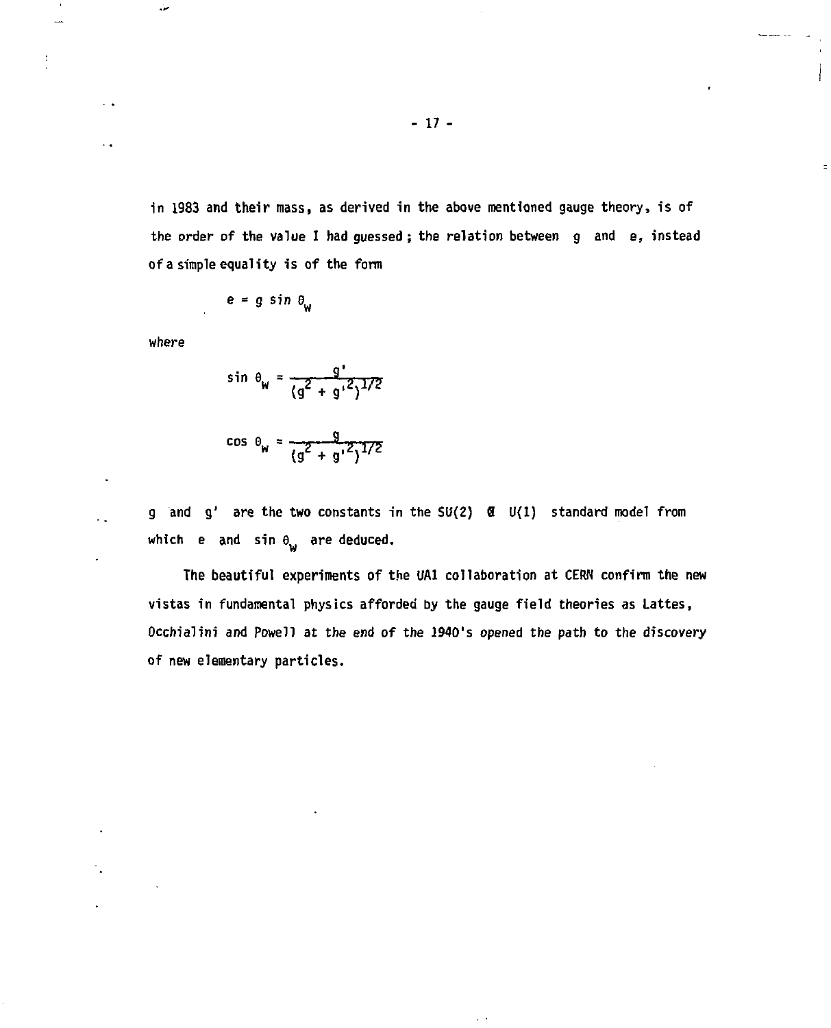in 1983 and their mass, as derived in the above mentioned gauge theory, is of the order of the value I had guessed ; the relation between $g$ and $e$, instead of a simple equality is of the form

$$e = g \sin \theta_W$$

where

$$\sin \theta_W = \frac{g'}{(g^2 + g'^2)^{1/2}}$$

$$\cos \theta_W = \frac{g}{(g^2 + g'^2)^{1/2}}$$

$g$ and $g'$ are the two constants in the $SU(2) \otimes U(1)$ standard model from which $e$ and $\sin \theta_W$ are deduced.

The beautiful experiments of the UA1 collaboration at CERN confirm the new vistas in fundamental physics afforded by the gauge field theories as Lattes, Occhialini and Powell at the end of the 1940's opened the path to the discovery of new elementary particles.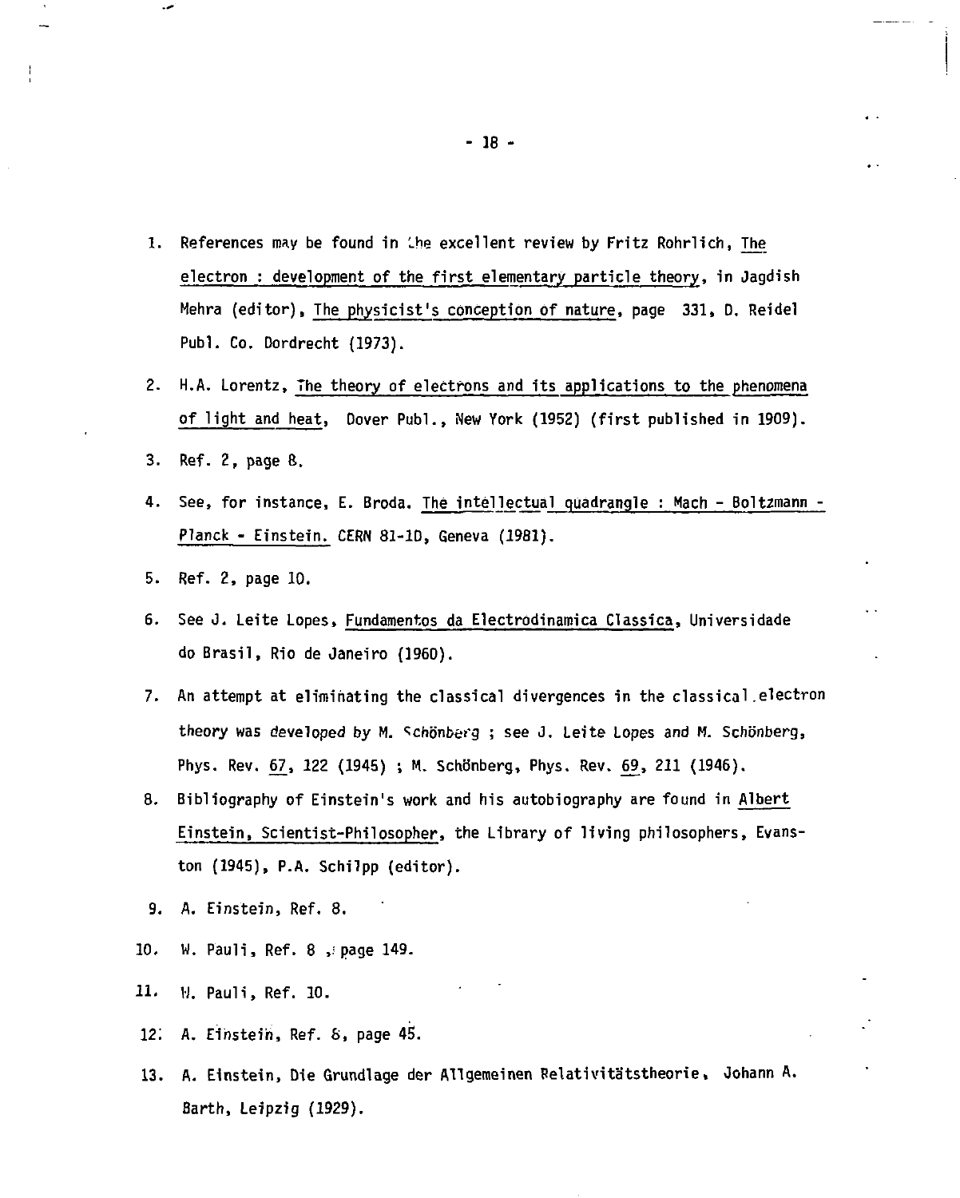1. References may be found in the excellent review by Fritz Rohrlich, The electron : development of the first elementary particle theory, in Jagdish Mehra (editor), The physicist's conception of nature, page 331, D. Reidel Publ. Co. Dordrecht (1973).

2. H.A. Lorentz, The theory of electrons and its applications to the phenomena of light and heat, Dover Publ., New York (1952) (first published in 1909).

3. Ref. 2, page 8.

4. See, for instance, E. Broda. The intellectual quadrangle : Mach - Boltzmann - Planck - Einstein. CERN 81-10, Geneva (1981).

5. Ref. 2, page 10.

6. See J. Leite Lopes, Fundamentos da Electrodinamica Classica, Universidade do Brasil, Rio de Janeiro (1960).

7. An attempt at eliminating the classical divergences in the classical electron theory was developed by M. Schönberg ; see J. Leite Lopes and M. Schönberg, Phys. Rev. 67, 122 (1945) ; M. Schönberg, Phys. Rev. 69, 211 (1946).

8. Bibliography of Einstein's work and his autobiography are found in Albert Einstein, Scientist-Philosopher, the Library of living philosophers, Evanston (1945), P.A. Schilpp (editor).

9. A. Einstein, Ref. 8.

10. W. Pauli, Ref. 8 , page 149.

11. W. Pauli, Ref. 10.

12. A. Einstein, Ref. 8, page 45.

13. A. Einstein, Die Grundlage der Allgemeinen Relativitätstheorie, Johann A. Barth, Leipzig (1929).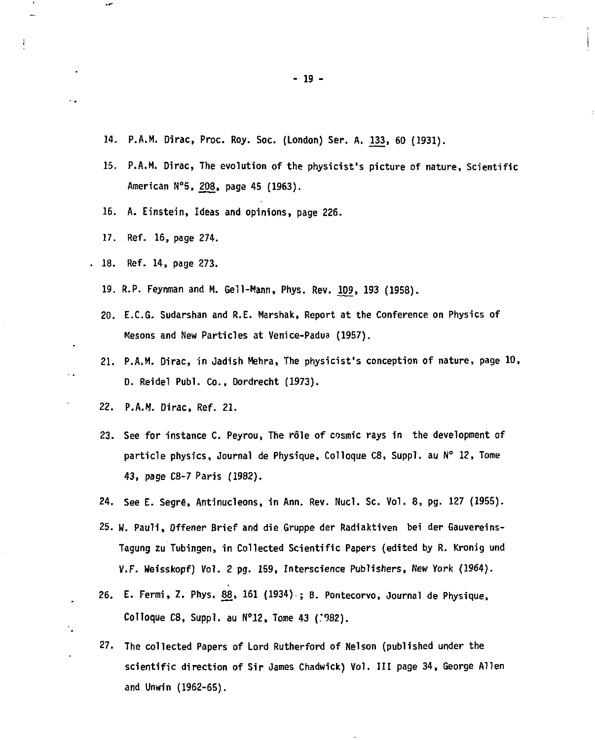14. P.A.M. Dirac, Proc. Roy. Soc. (London) Ser. A. 133, 60 (1931).
15. P.A.M. Dirac, The evolution of the physicist's picture of nature, Scientific American N°5, 208, page 45 (1963).
16. A. Einstein, Ideas and opinions, page 226.
17. Ref. 16, page 274.
18. Ref. 14, page 273.
19. R.P. Feynman and M. Gell-Mann, Phys. Rev. 109, 193 (1958).
20. E.C.G. Sudarshan and R.E. Marshak, Report at the Conference on Physics of Mesons and New Particles at Venice-Padua (1957).
21. P.A.M. Dirac, in Jadish Mehra, The physicist's conception of nature, page 10, D. Reidel Publ. Co., Dordrecht (1973).
22. P.A.M. Dirac, Ref. 21.
23. See for instance C. Peyrou, The rôle of cosmic rays in the development of particle physics, Journal de Physique, Colloque C8, Suppl. au N° 12, Tome 43, page C8-7 Paris (1982).
24. See E. Segrè, Antinucleons, in Ann. Rev. Nucl. Sc. Vol. 8, pg. 127 (1955).
25. W. Pauli, Offener Brief and die Gruppe der Radiaktiven bei der Gauvereins-Tagung zu Tubingen, in Collected Scientific Papers (edited by R. Kronig und V.F. Weisskopf) Vol. 2 pg. 159, Interscience Publishers, New York (1964).
26. E. Fermi, Z. Phys. 88, 161 (1934) ; B. Pontecorvo, Journal de Physique, Colloque C8, Suppl. au N°12, Tome 43 (1982).
27. The collected Papers of Lord Rutherford of Nelson (published under the scientific direction of Sir James Chadwick) Vol. III page 34, George Allen and Unwin (1962-65).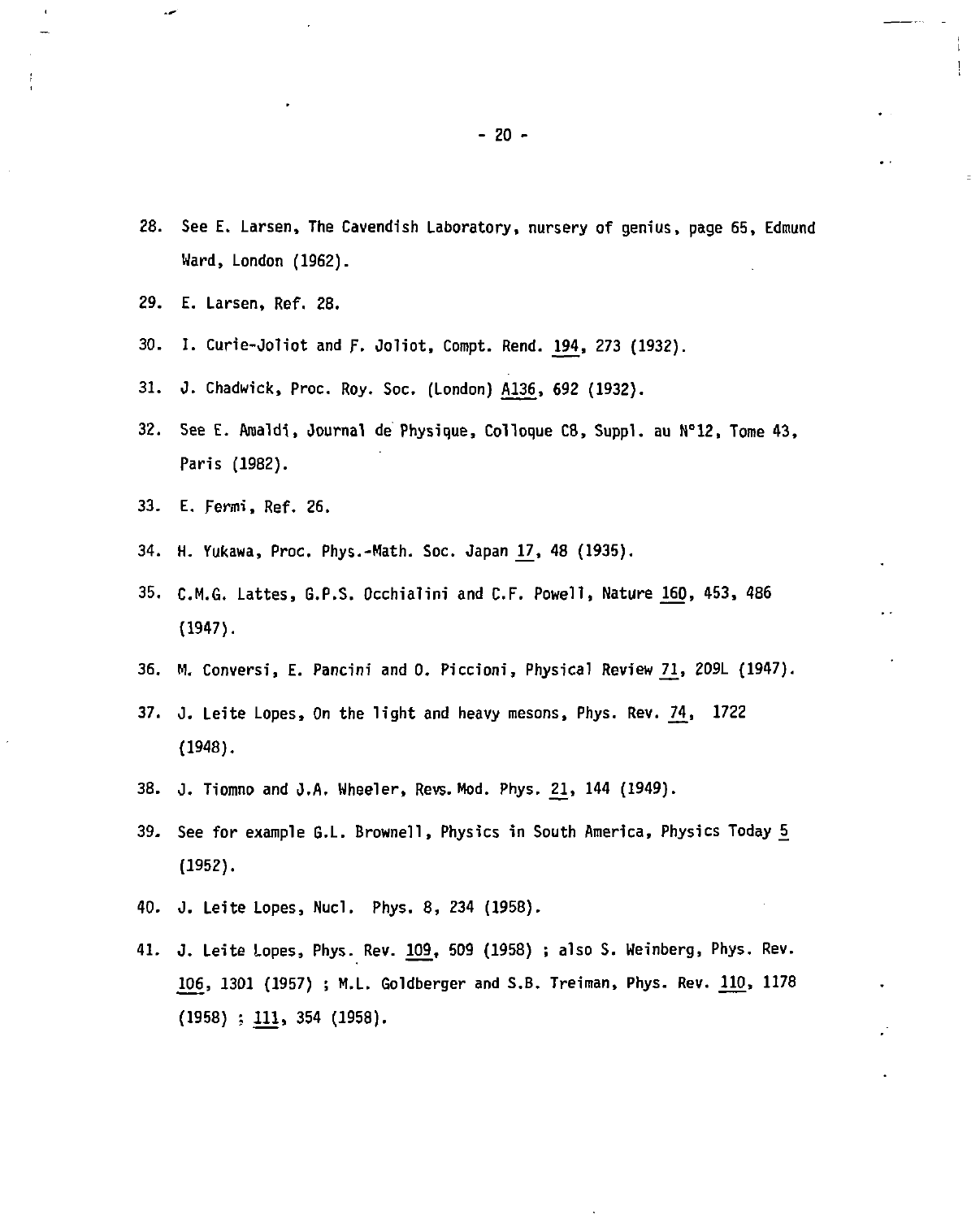28. See E. Larsen, The Cavendish Laboratory, nursery of genius, page 65, Edmund Ward, London (1962).

29. E. Larsen, Ref. 28.

30. I. Curie-Joliot and F. Joliot, Compt. Rend. 194, 273 (1932).

31. J. Chadwick, Proc. Roy. Soc. (London) A136, 692 (1932).

32. See E. Amaldi, Journal de Physique, Colloque C8, Suppl. au N°12, Tome 43, Paris (1982).

33. E. Fermi, Ref. 26.

34. H. Yukawa, Proc. Phys.-Math. Soc. Japan 17, 48 (1935).

35. C.M.G. Lattes, G.P.S. Occhialini and C.F. Powell, Nature 160, 453, 486 (1947).

36. M. Conversi, E. Pancini and O. Piccioni, Physical Review 71, 209L (1947).

37. J. Leite Lopes, On the light and heavy mesons, Phys. Rev. 74, 1722 (1948).

38. J. Tiomno and J.A. Wheeler, Revs. Mod. Phys. 21, 144 (1949).

39. See for example G.L. Brownell, Physics in South America, Physics Today 5 (1952).

40. J. Leite Lopes, Nucl. Phys. 8, 234 (1958).

41. J. Leite Lopes, Phys. Rev. 109, 509 (1958) ; also S. Weinberg, Phys. Rev. 106, 1301 (1957) ; M.L. Goldberger and S.B. Treiman, Phys. Rev. 110, 1178 (1958) ; 111, 354 (1958).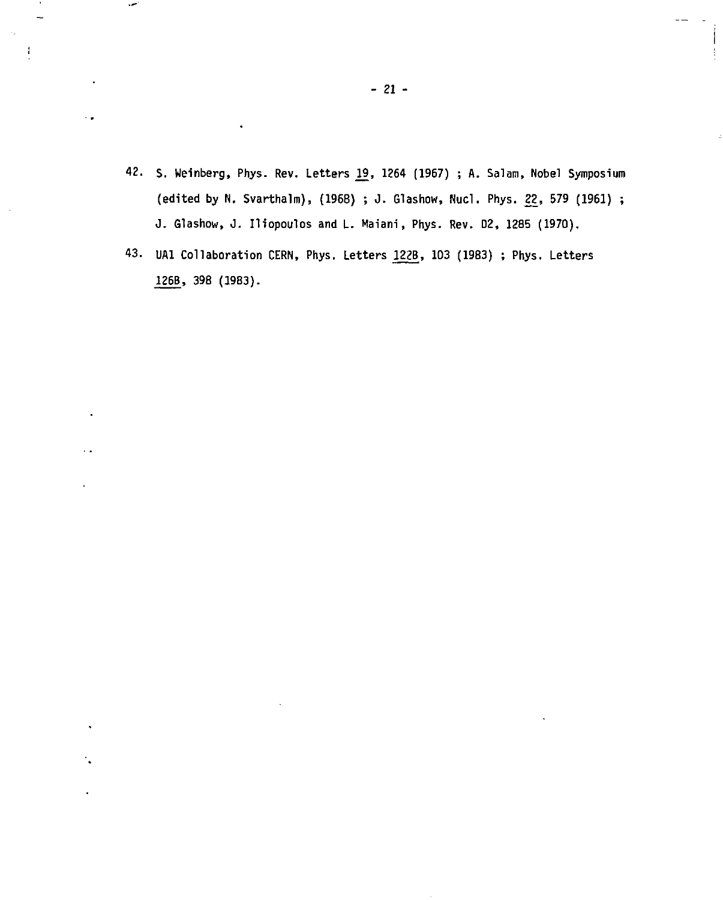42. S. Weinberg, Phys. Rev. Letters 19, 1264 (1967) ; A. Salam, Nobel Symposium (edited by N. Svarthalm), (1968) ; J. Glashow, Nucl. Phys. 22, 579 (1961) ; J. Glashow, J. Iliopoulos and L. Maiani, Phys. Rev. D2, 1285 (1970).

43. UA1 Collaboration CERN, Phys. Letters 122B, 103 (1983) ; Phys. Letters 126B, 398 (1983).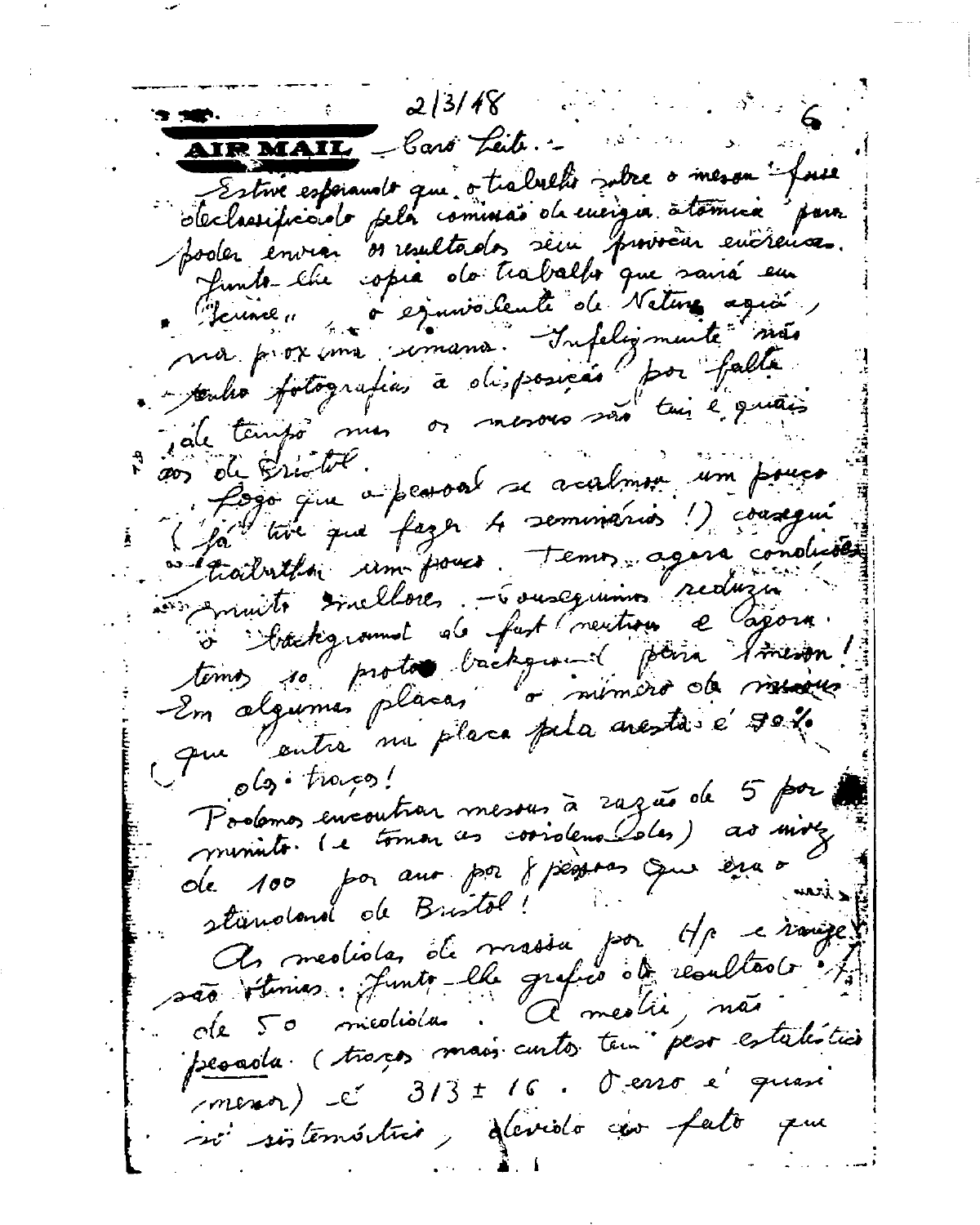2/3/48

**AIR MAIL** Caro Leite. –

Estive esperando que o trabalho sobre o meson fosse desclassificado pela comissão de energia atômica para poder enviar os resultados sem provocar encrenca. Junto-lhe copia do trabalho que sairá em "Science" o equivalente de Nature aqui, na proxima semana. Infelizmente não tenho fotografias à disposição por falta de tempo mas os mesons são tais e quais os de Bristol.

Logo que o pessoal se acalmou um pouco (já tive que fazer 4 seminários!) consegui trabalhar um pouco. Temos agora condições muito melhores – conseguimos reduzir o background de fast neutron e agora temos 10 protons background para 1 meson! Em algumas placas o número de mesons que entra na placa pela aresta é 90% dos traços!

Podemos encontrar mesons à razão de 5 por minuto (e tomar as coordenadas) ao invés de 100 por ano por 8 pessoas que era o standard de Bristol!

As medidas de massa por $H\rho$ e range são ótimas: junto-lhe grafico do resultado de 50 medidas. A media, não pesada (traços mais curtos tem peso estatistico menor) é $313 \pm 16$. O erro é quasi só sistemático, devido ao fato que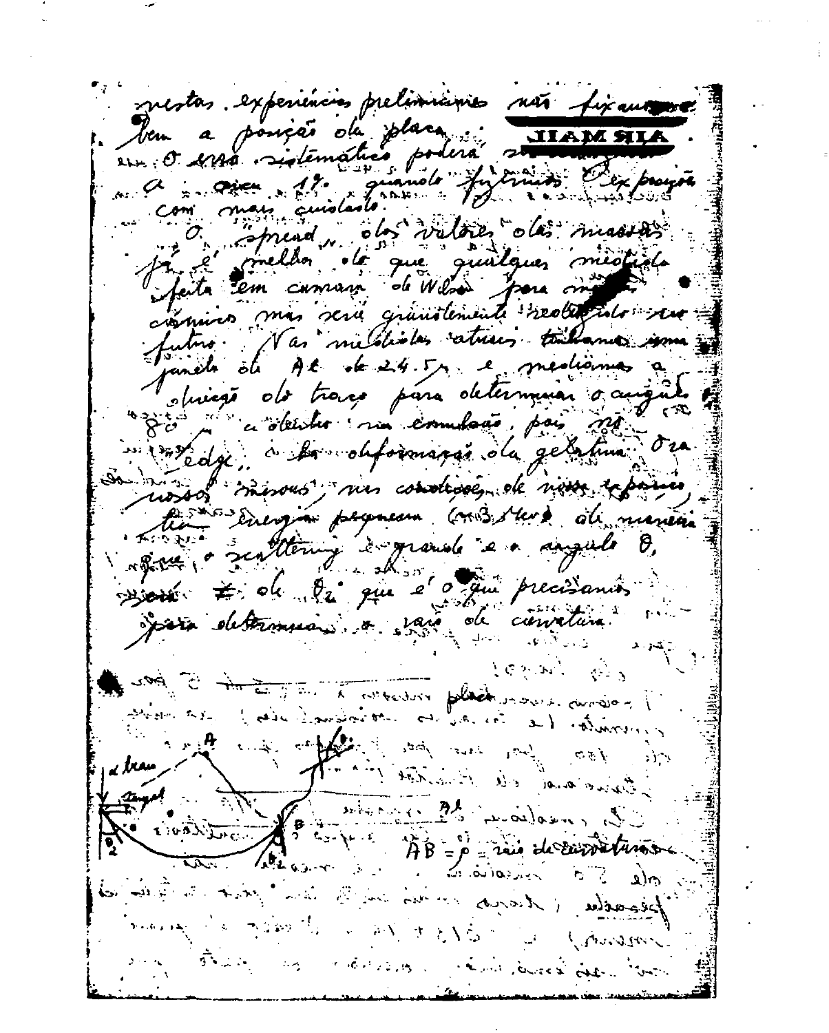nestas experiências preliminares não fixamos bem a posição da placa.

O erro sistemático poderá ... a cerca 1% quando fizermos a exposição com mais cuidado.

O spread dos valores das massas já é melhor do que qualquer medida feita em camara de Wilson para mesons cósmicos mas será grandemente reduzido no futuro. Nas medidas atuais tomamos uma janela de Al de 24.5 μ e medimos a direção do traço para determinar o ângulo $\theta_0$ ... a dentro na emulsão, pois no edge há deformação da gelatina. Ora nossos mesons, nas condições de nossa exposição, têm energia pequena (~3 Mev) de maneira que o scattering é grande e o ângulo $\theta_0$ ≠ de $\theta_2$ que é o que precisamos para determinar o raio de curvatura.

d bran

tangente

$\theta_2$

A

B

$\theta_2$

Al

$\widehat{AB} = \rho$ = raio de curvatura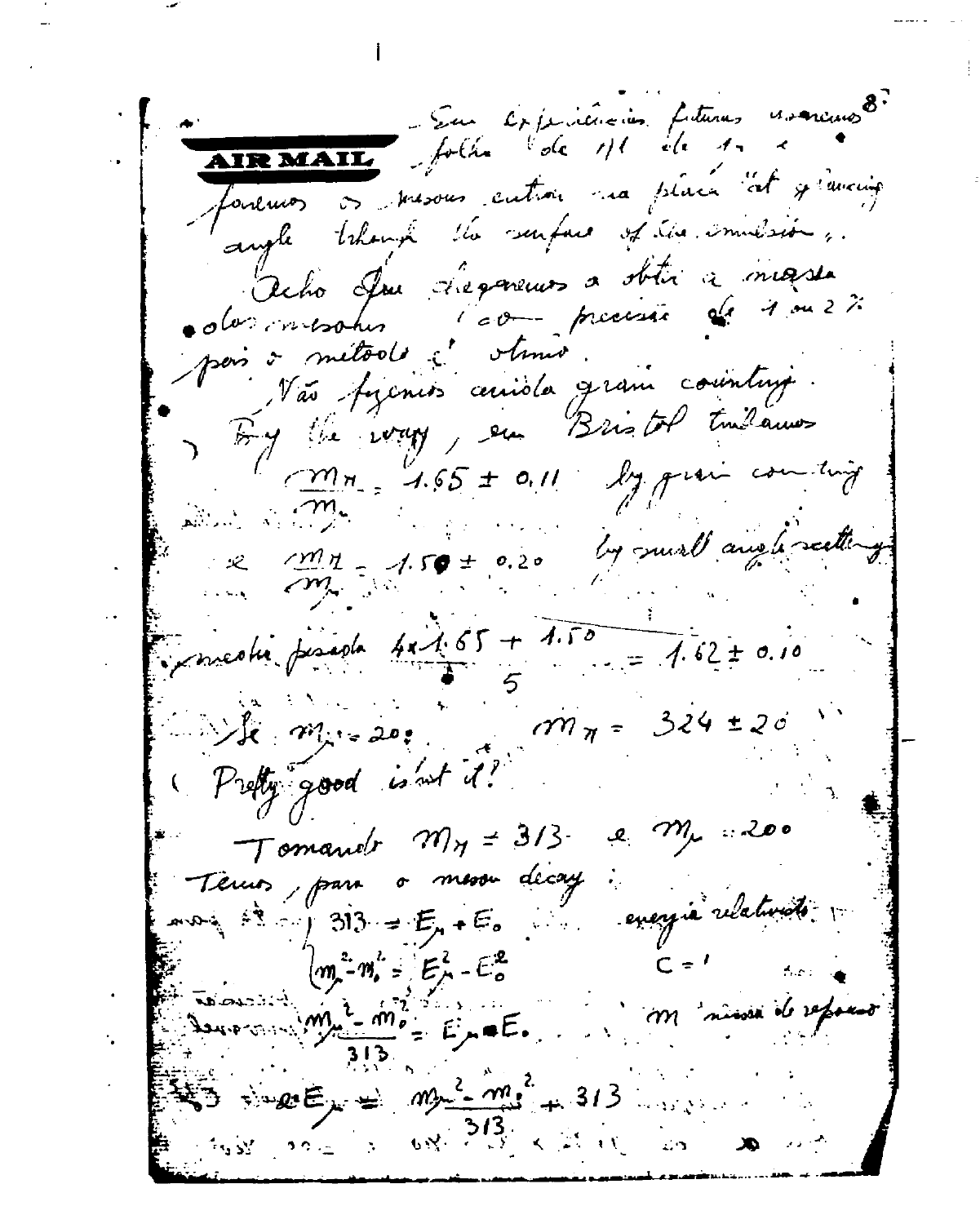— Em experiências futuras usaremos folha de 1/1 de 1 e faremos os mesons entrar na placa "at grazing angle through the surface of the emulsion".

Acho que chegaremos a obter a massa dos mesons com precisão de 1 ou 2% pois o método é ótimo.

Não fizemos ainda grain counting.

By the way, em Bristol tínhamos

$$\frac{m_\pi}{m_\mu} = 1.65 \pm 0.11 \quad \text{by grain counting}$$

e

$$\frac{m_\pi}{m_\mu} = 1.50 \pm 0.20 \quad \text{by small angle scattering}$$

média pesada $\frac{4 \times 1.65 + 1.50}{5} = 1.62 \pm 0.10$

Se $m_\mu = 200$, $m_\pi = 324 \pm 20$

(Pretty good isn't it?)

Tomando $m_\pi = 313$ e $m_\mu = 200$

Temos, para o meson decay:

$$\begin{cases} 313 = E_\mu + E_0 & \text{energia relativista} \\ m_\mu^2 - m_0^2 = E_\mu^2 - E_0^2 & c = 1 \end{cases}$$

$m$ massa de repouso

$$\frac{m_\mu^2 - m_0^2}{313} = E_\mu - E_0$$

$$2E_\mu = \frac{m_\mu^2 - m_0^2}{313} + 313$$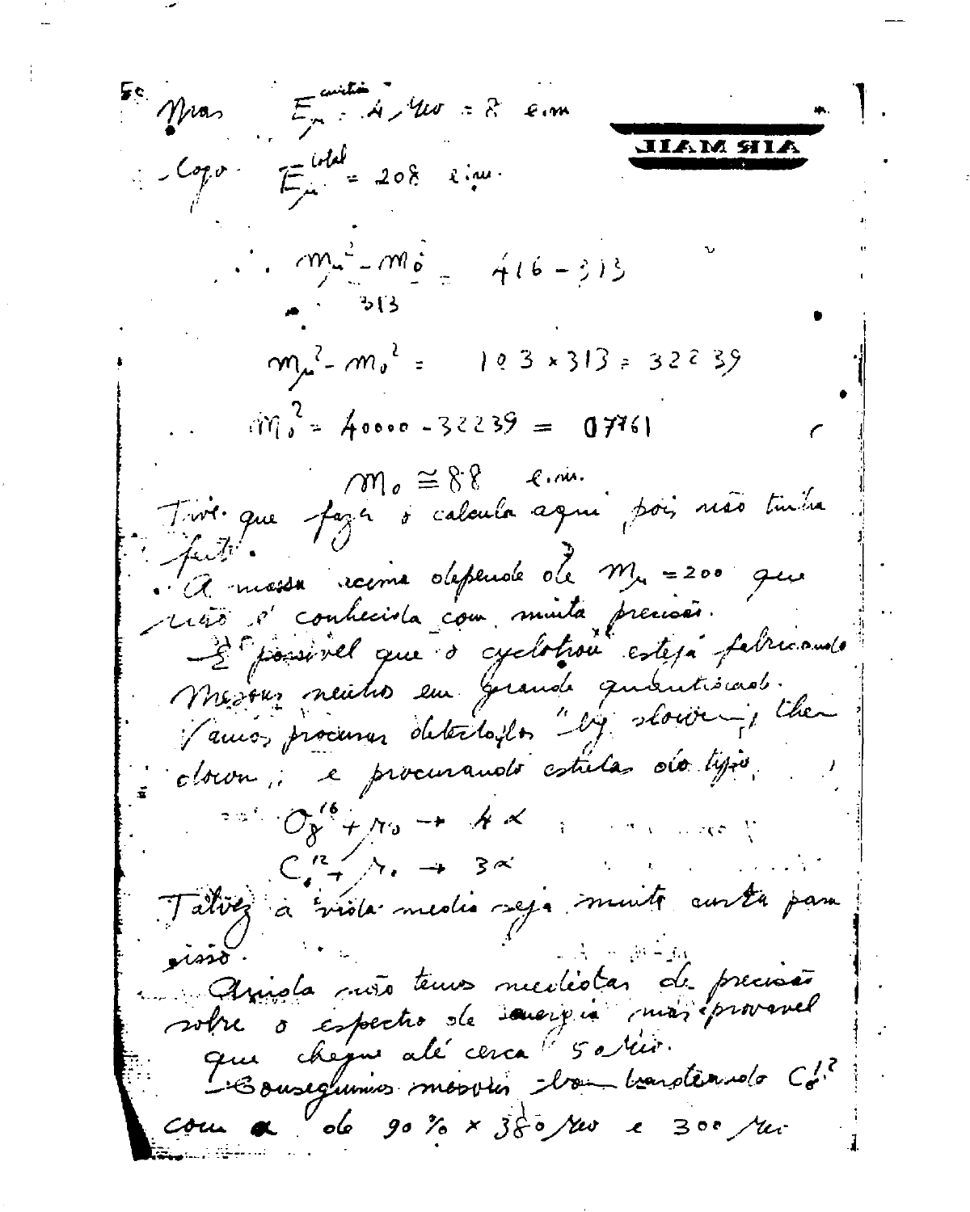5º Mas $E_\mu^{\text{cinética}}$ : 4,4 Mev = 8 e.m

AIR MAIL

Logo $E_\mu^{\text{total}} = 208$ e.m.

$$\therefore \frac{m_\mu^2 - m_0^2}{313} = 416 - 313$$

$$m_\mu^2 - m_0^2 = 103 \times 313 = 32239$$

$$\therefore m_0^2 = 40000 - 32239 = 07761$$

$$m_0 \cong 88 \text{ e.m.}$$

Tive que fazer o calculo aqui pois não tinha feito.

A massa acima depende de $m_\mu = 200$ que não é conhecida com muita precisão.

É possível que o cyclotron esteja fabricando mesons neutros em grande quantidade. Vamos procurar detectá-los "by slowing" them down, e procurando estrelas do tipo

$$O_8^{16} + \mu_0 \to 4\alpha$$

$$C_6^{12} + \mu_0 \to 3\alpha$$

Talvez a vida media seja muito curta para isso.

Ainda não temos medidas de precisão sobre o espectro de energia mas é provavel que chegue até cerca 50 Mev.

Conseguimos mesons bombardeando C com α de 90% × 380 Mev e 300 Mev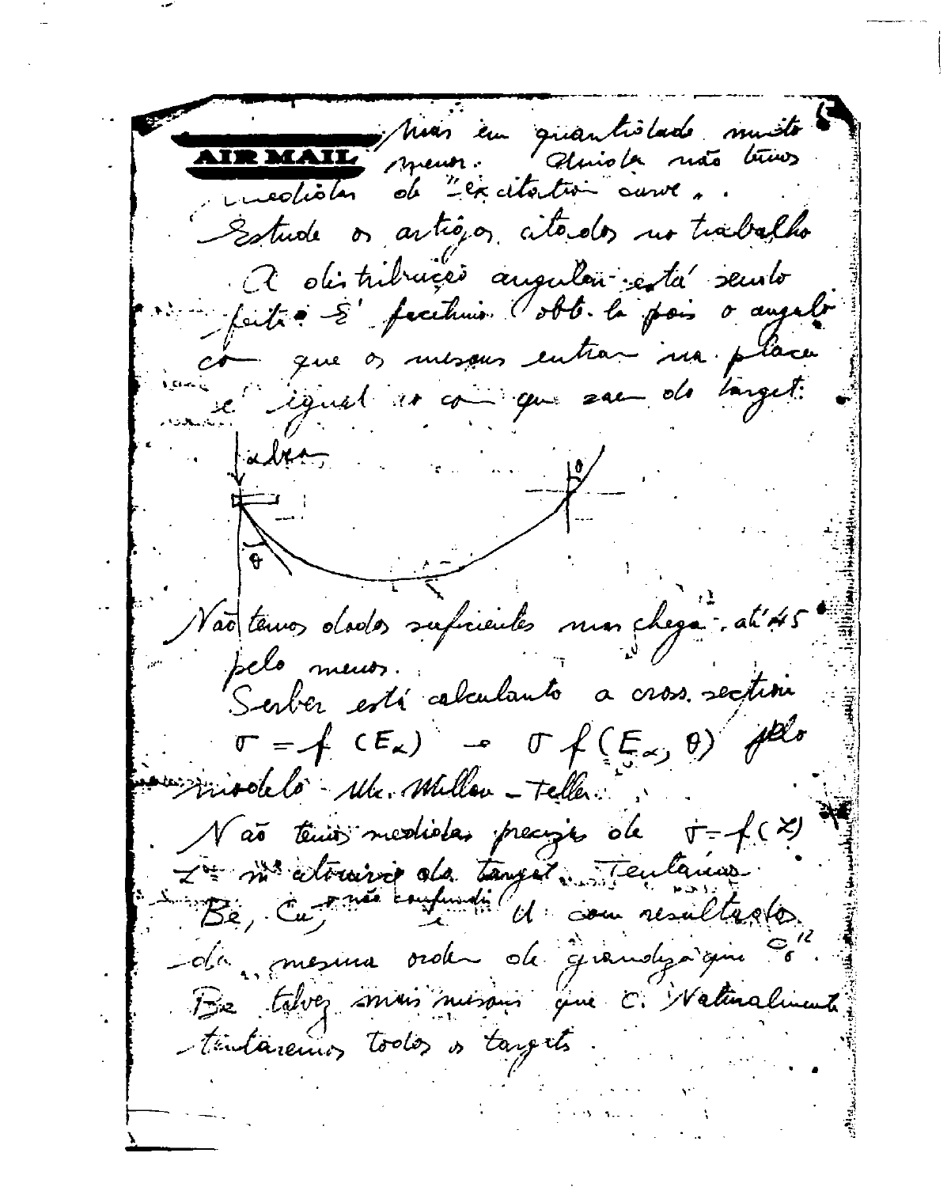**AIR MAIL** mas em quantidade muito menor. Ainda não temos medidas de "excitation curve".

Estude os artigos citados no trabalho.

A distribuição angular está sendo feita. É facilima obtê-la pois o angulo com que os mesons entram na placa é igual ao com que sae do target:

chapa

$\theta$

$\theta$

Não temos dados suficientes mas chega até 45° pelo menos.

Serber está calculando a cross section $\sigma = f(E_\alpha) \rightarrow \sigma f(E_\alpha, \theta)$ pelo modelo Mc Millan – Teller.

Não temos medidas precisas de $\sigma = f(Z)$ $Z$ = nº atomico da target. Tentamos Be, Cu, (não confundir) U com resultados da mesma ordem de grandeza que $C^{12}_6$. Be talvez mais mesons que C. Naturalmente tentaremos todos os targets.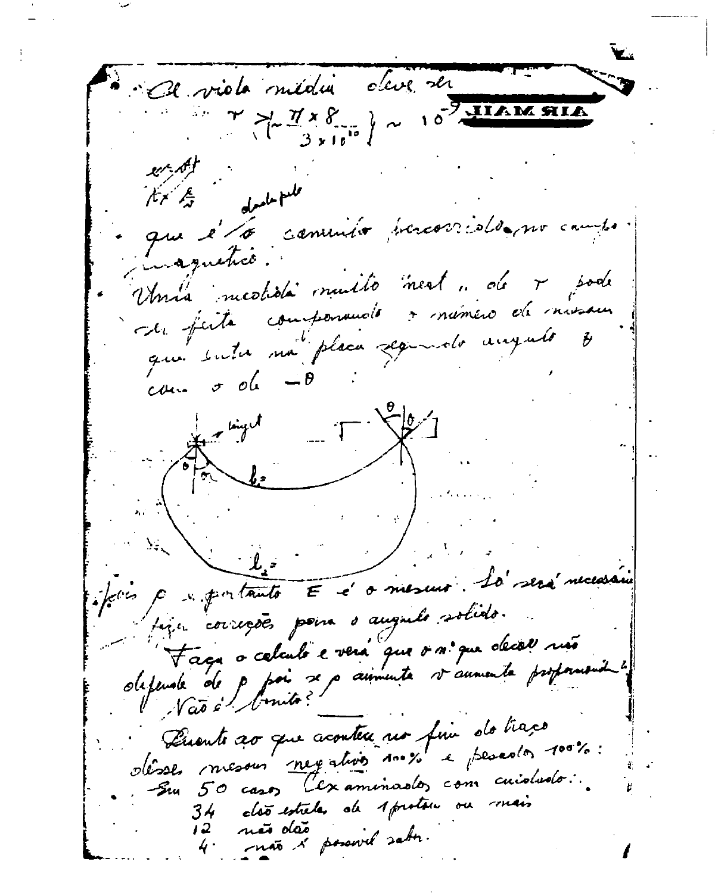A vida média deve ser

$$\tau \geq \left\{ \frac{\pi \times 8}{3 \times 10^{10}} \right\} \sim 10^{-9}$$

AIR MAIL

$\ell = \beta t$

$t \times \frac{\ell}{v}$

dada pelo

• que é o caminho percorrido no campo magnético.

• Uma medida muito exata de $\tau$ pode ser feita comparando o número de mesons que entra na placa segundo angulo $\theta$ com o de $-\theta$:

larg.t

$\ell_1 =$

$\ell_2 =$

feixes $p$ e portanto $E$ é o mesmo. Só será necessário fazer correções para o angulo sólido.

Faça o calculo e verá que o nº que decai não depende de $p$ pois se $p$ aumenta $v$ aumenta proporcionalmente! Não é bonito?

Quanto ao que acontece no fim do traço dêsses mesons negativos 100% e pesados 100%:

Em 50 casos (examinados com cuidado):

34 dão estrelas de 1 protons ou mais

12 não dão

4 não é possível saber.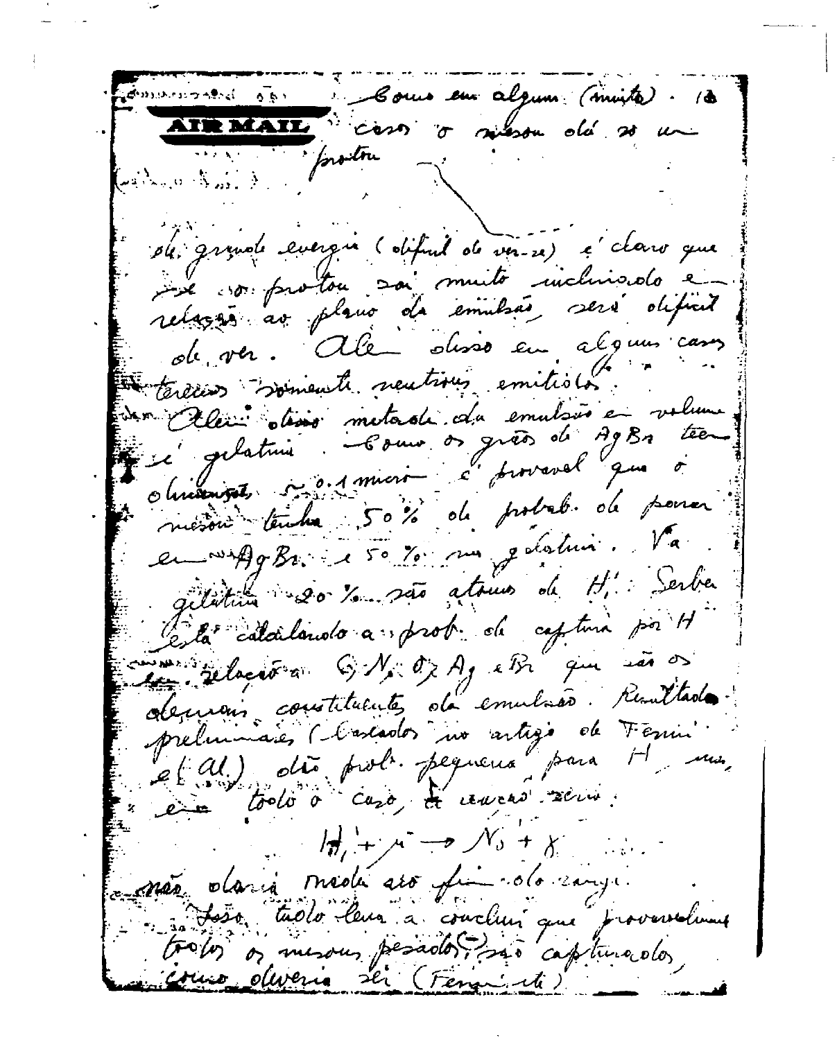AIR MAIL

Como em alguns (muito) casos o méson dá só um próton

de grande energia (difícil de ver-se) é claro que se o próton sai muito inclinado em relação ao plano da emulsão, será difícil de ver. Além disso em alguns casos teremos somente neutrons emitidos.

Além disso metade da emulsão em volume é gelatina. Como os grãos de AgBr teem diâmetro ~ 0.1 micra é provavel que o méson tenha 50% de probab. de parar em AgBr e 50% na gelatina. Na gelatina 20% são atomos de $H_1$. Serber está calculando a prob. de captura por H em relação a C, N, O, Ag e Br que são os demais constituintes da emulsão. Resultados preliminares (baseados no artigo de Fermi et al.) dão prob. pequena para H, mas, em todo o caso, a reação seria:

$$H_1 + \mu \rightarrow N_0 + \gamma$$

não daria nada ao fim do range.

Isso tudo leva a concluir que provavelmente todos os mesons pesados (–) são capturados, como deveria ser (Fermi et al.)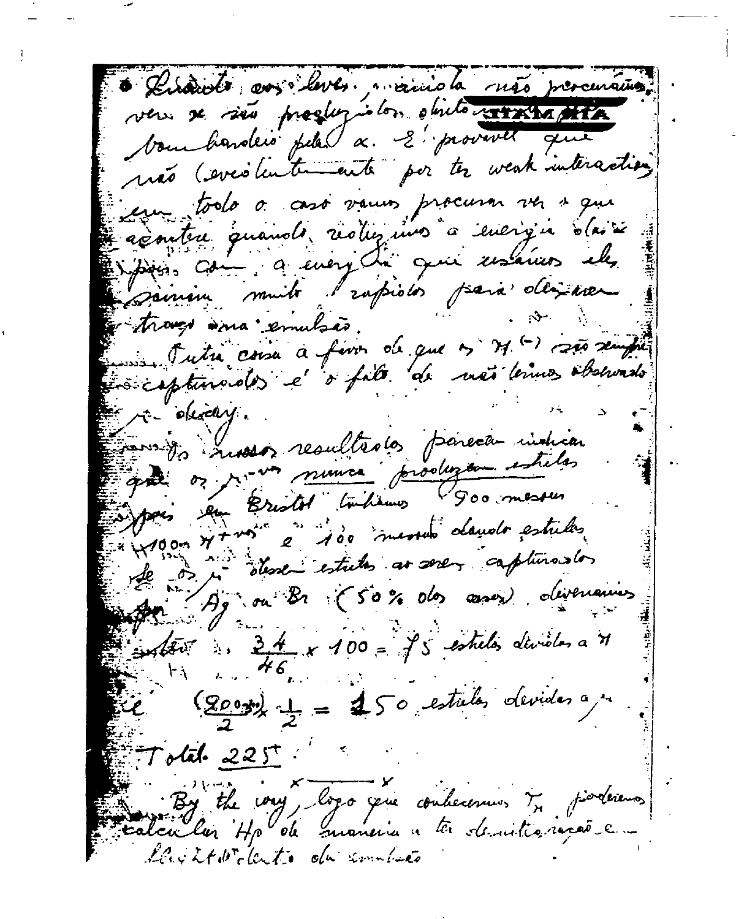• Quanto aos leves, ainda não procuramos ver se são produzidos dentro ~~STAMPA~~ bombardeio pelo α. É provável que não (evidentemente por ter weak interaction) em todo o caso vamos procurar ver o que acontece quando reduzimos a energia, (as os) pois com a energia que usamos eles saíam muito rápidos para deixarem traços na emulsão.

Outra coisa a favor de que os $\pi^{(-)}$ são sempre capturados é o fato de não termos observado $\mu$ - decay.

Os nossos resultados parecem indicar que os $\mu^{-}$-ns nunca produzem estrelas pois em Bristol tínhamos 900 mesons ~~100m~~ $\pi^{+}$-ns e 100 mesons dando estrelas. Se os $\mu$ dessem estrelas ao serem capturados por Ag ou Br (50% dos casos) deveriamos obter $\frac{34}{46} \times 100 = 75$ estrelas devidas a $\pi$

e $\frac{(900)}{2} \times \frac{1}{2} = 150$ estrelas devidas a $\mu$.

Total 225.

By the way, logo que conhecermos $T_{\pi}$ poderiamos calcular $H_{\rho}$ de maneira a ter identificação e ... de ...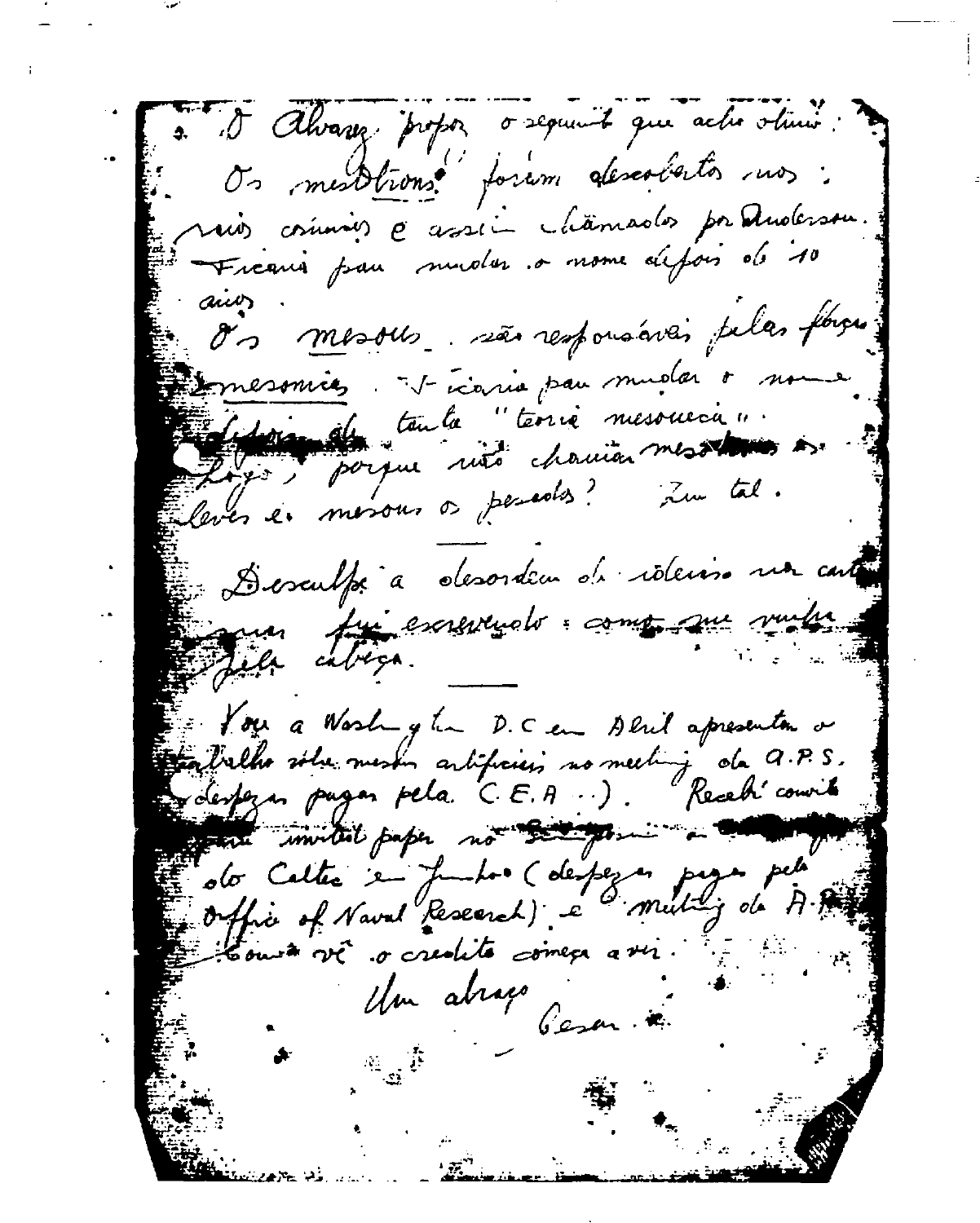O Alvarez propôs o seguinte que acho ótimo:
Os mesotrons foram descobertos nos raios cósmicos e assim chamados por Anderson. Ficaria para mudar o nome depois de 10 anos.
Os mesons são responsáveis pelas forças mesônicas. Ficaria para mudar o nome depois de tanta "teoria mesônica".
Logo, porque não chamar mesotrons os leves e mesons os pesados? Ou tal.

---

Desculpe a desordem de idéias na carta que fui escrevendo como me vinha pela cabeça.

---

Vou a Washington D.C. em Abril apresentar o trabalho sobre mesons artificiais no meeting da A.P.S. (despesas pagas pela C.E.A. ..). Recebi convite para invited paper no [...] do Caltec em Junho (despesas pagas pelo Office of Naval Research) e meeting da A.P.S.
Como vê o crédito começa a vir.

Um abraço
Cesar.